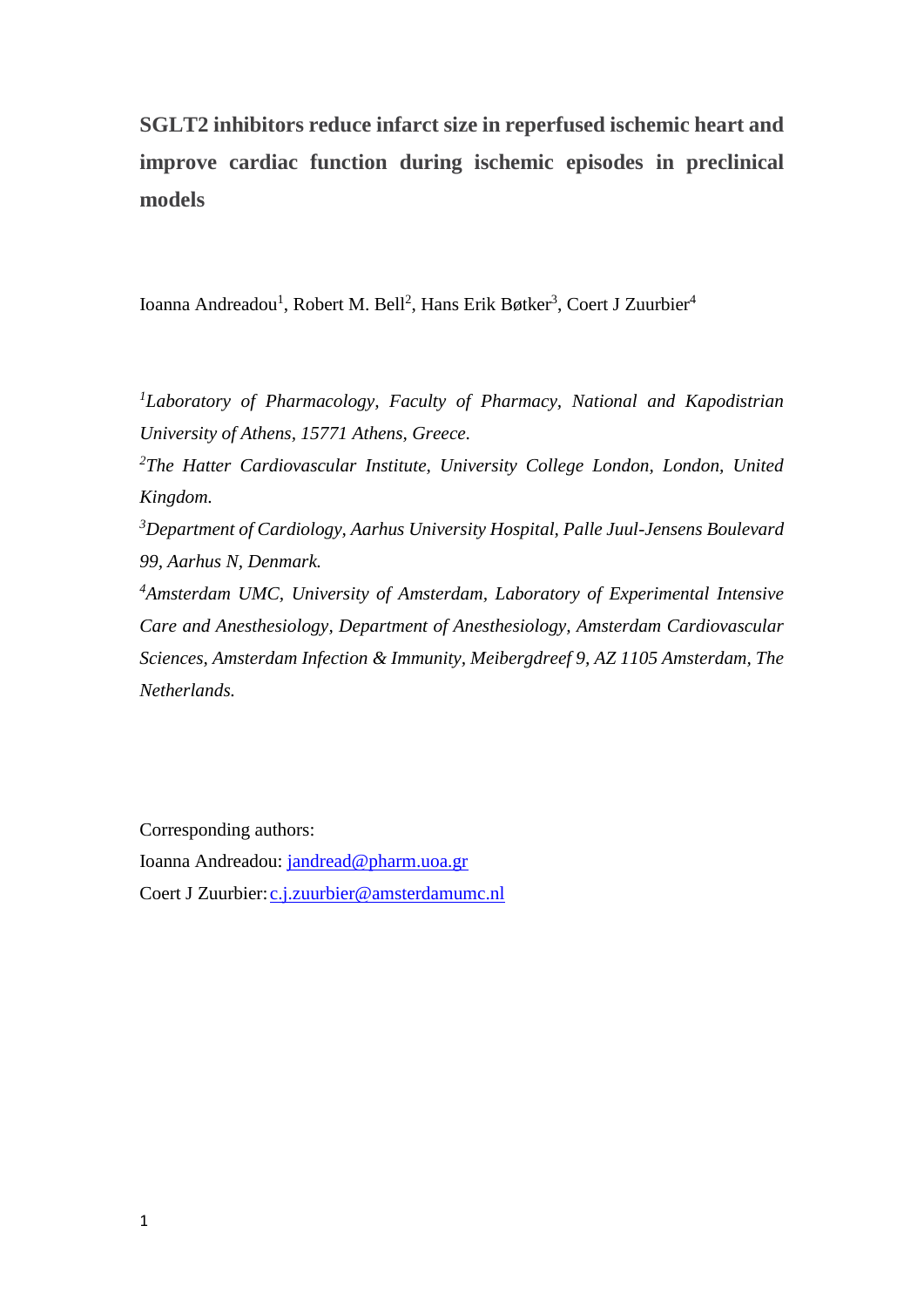# SGLT2 inhibitors reduce infarct size in reperfused ischemic heart and improve cardiac function during ischemic episodes in preclinical models

Ioanna Andreadou[1], Robert M. Bell[2], Hans Erik Bøtker[3], Coert J Zuurbier[4]

*[1]Laboratory of Pharmacology, Faculty of Pharmacy, National and Kapodistrian University of Athens, 15771 Athens, Greece.*

*[2]The Hatter Cardiovascular Institute, University College London, London, United Kingdom.*

*[3]Department of Cardiology, Aarhus University Hospital, Palle Juul-Jensens Boulevard 99, Aarhus N, Denmark.*

*[4]Amsterdam UMC, University of Amsterdam, Laboratory of Experimental Intensive Care and Anesthesiology, Department of Anesthesiology, Amsterdam Cardiovascular Sciences, Amsterdam Infection & Immunity, Meibergdreef 9, AZ 1105 Amsterdam, The Netherlands.*

Corresponding authors:

Ioanna Andreadou: jandread@pharm.uoa.gr

Coert J Zuurbier: c.j.zuurbier@amsterdamumc.nl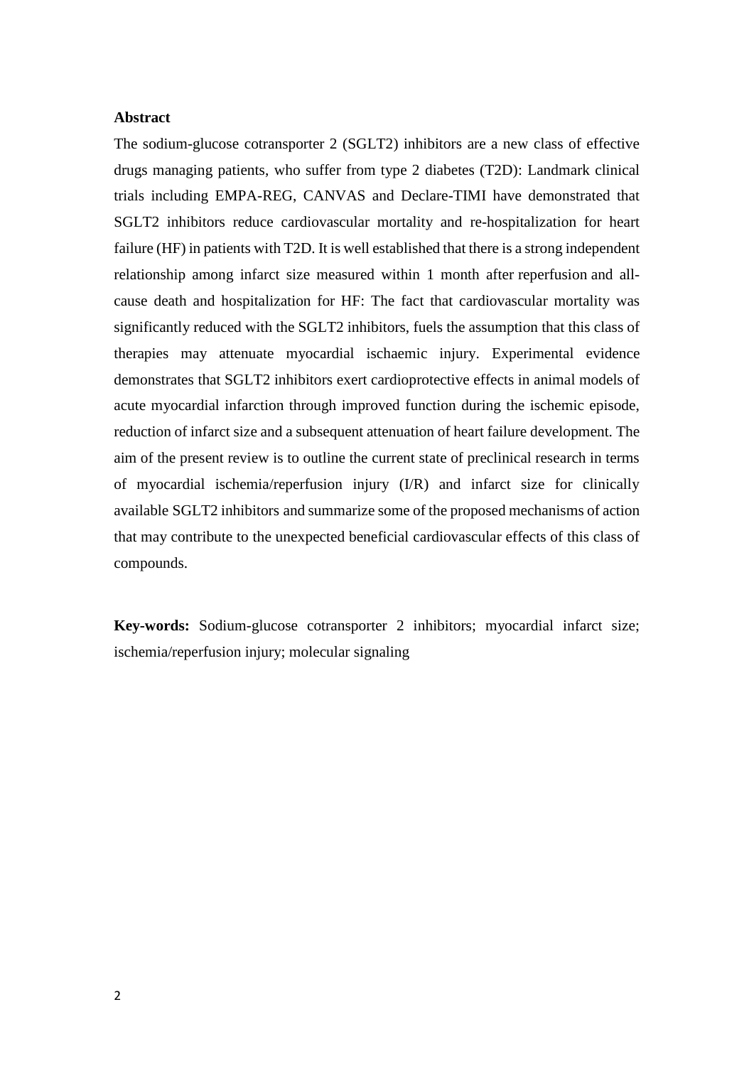## Abstract

The sodium-glucose cotransporter 2 (SGLT2) inhibitors are a new class of effective drugs managing patients, who suffer from type 2 diabetes (T2D): Landmark clinical trials including EMPA-REG, CANVAS and Declare-TIMI have demonstrated that SGLT2 inhibitors reduce cardiovascular mortality and re-hospitalization for heart failure (HF) in patients with T2D. It is well established that there is a strong independent relationship among infarct size measured within 1 month after reperfusion and all-cause death and hospitalization for HF: The fact that cardiovascular mortality was significantly reduced with the SGLT2 inhibitors, fuels the assumption that this class of therapies may attenuate myocardial ischaemic injury. Experimental evidence demonstrates that SGLT2 inhibitors exert cardioprotective effects in animal models of acute myocardial infarction through improved function during the ischemic episode, reduction of infarct size and a subsequent attenuation of heart failure development. The aim of the present review is to outline the current state of preclinical research in terms of myocardial ischemia/reperfusion injury (I/R) and infarct size for clinically available SGLT2 inhibitors and summarize some of the proposed mechanisms of action that may contribute to the unexpected beneficial cardiovascular effects of this class of compounds.

**Key-words:** Sodium-glucose cotransporter 2 inhibitors; myocardial infarct size; ischemia/reperfusion injury; molecular signaling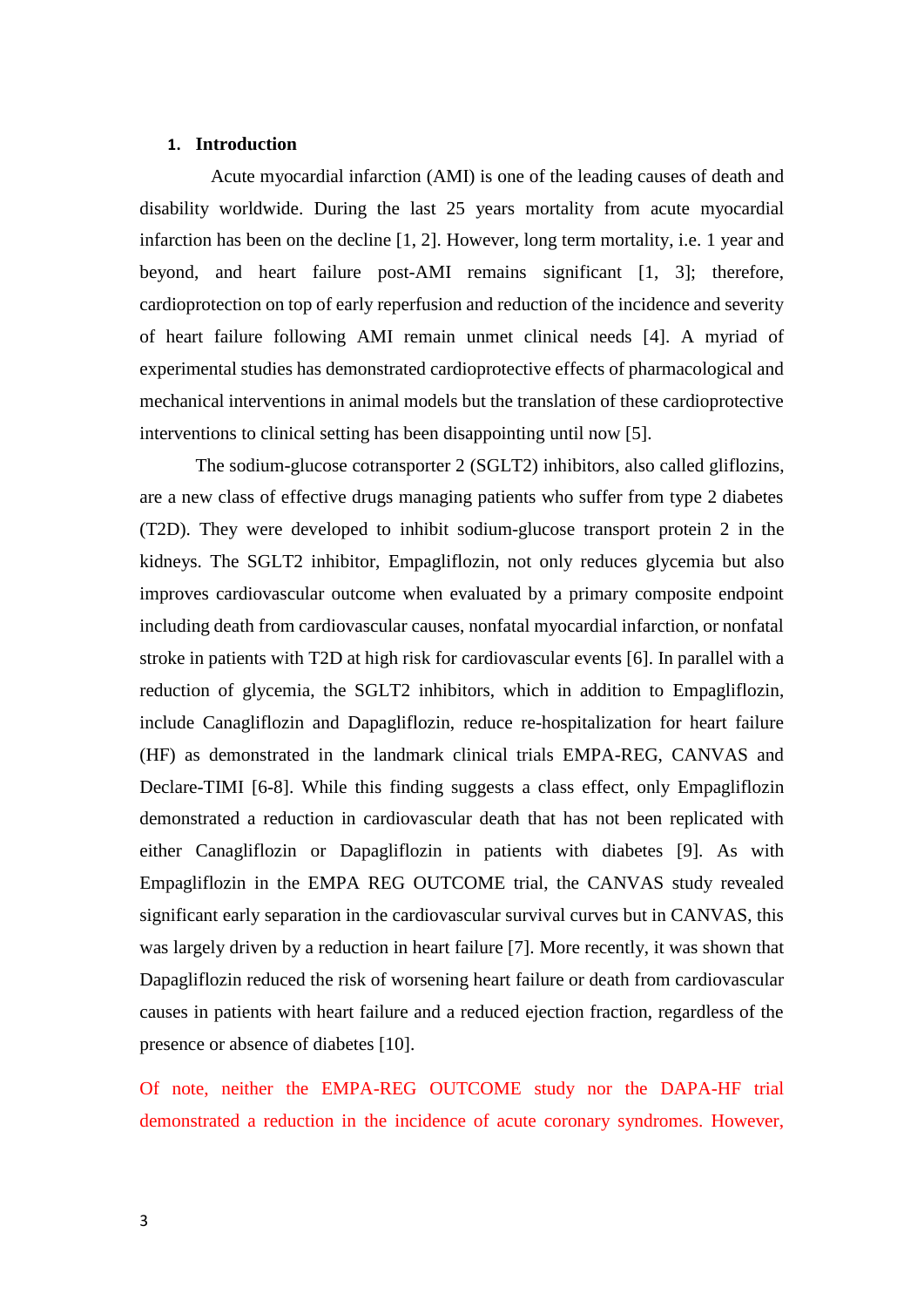## 1. Introduction

Acute myocardial infarction (AMI) is one of the leading causes of death and disability worldwide. During the last 25 years mortality from acute myocardial infarction has been on the decline [1, 2]. However, long term mortality, i.e. 1 year and beyond, and heart failure post-AMI remains significant [1, 3]; therefore, cardioprotection on top of early reperfusion and reduction of the incidence and severity of heart failure following AMI remain unmet clinical needs [4]. A myriad of experimental studies has demonstrated cardioprotective effects of pharmacological and mechanical interventions in animal models but the translation of these cardioprotective interventions to clinical setting has been disappointing until now [5].

The sodium-glucose cotransporter 2 (SGLT2) inhibitors, also called gliflozins, are a new class of effective drugs managing patients who suffer from type 2 diabetes (T2D). They were developed to inhibit sodium-glucose transport protein 2 in the kidneys. The SGLT2 inhibitor, Empagliflozin, not only reduces glycemia but also improves cardiovascular outcome when evaluated by a primary composite endpoint including death from cardiovascular causes, nonfatal myocardial infarction, or nonfatal stroke in patients with T2D at high risk for cardiovascular events [6]. In parallel with a reduction of glycemia, the SGLT2 inhibitors, which in addition to Empagliflozin, include Canagliflozin and Dapagliflozin, reduce re-hospitalization for heart failure (HF) as demonstrated in the landmark clinical trials EMPA-REG, CANVAS and Declare-TIMI [6-8]. While this finding suggests a class effect, only Empagliflozin demonstrated a reduction in cardiovascular death that has not been replicated with either Canagliflozin or Dapagliflozin in patients with diabetes [9]. As with Empagliflozin in the EMPA REG OUTCOME trial, the CANVAS study revealed significant early separation in the cardiovascular survival curves but in CANVAS, this was largely driven by a reduction in heart failure [7]. More recently, it was shown that Dapagliflozin reduced the risk of worsening heart failure or death from cardiovascular causes in patients with heart failure and a reduced ejection fraction, regardless of the presence or absence of diabetes [10].

Of note, neither the EMPA-REG OUTCOME study nor the DAPA-HF trial demonstrated a reduction in the incidence of acute coronary syndromes. However,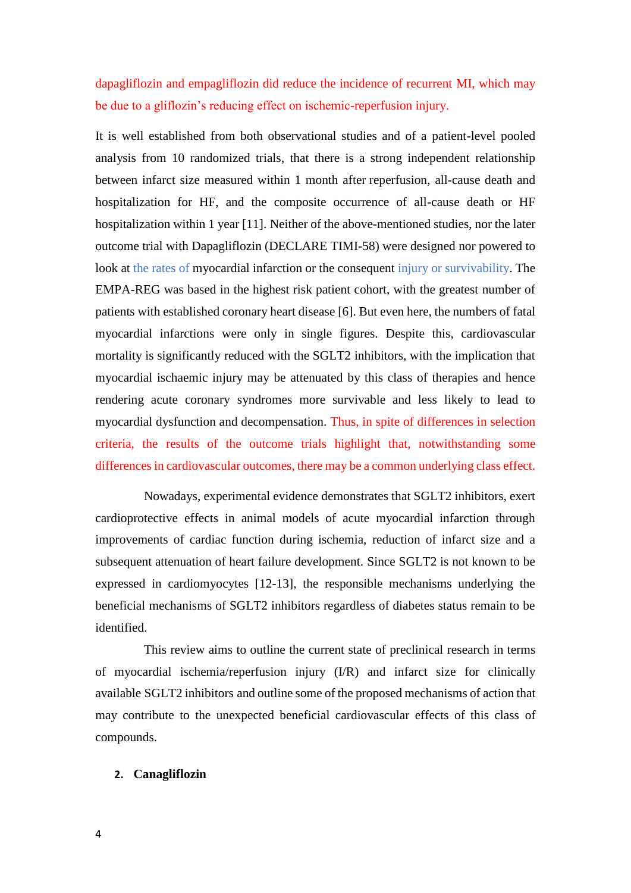dapagliflozin and empagliflozin did reduce the incidence of recurrent MI, which may be due to a gliflozin's reducing effect on ischemic-reperfusion injury.

It is well established from both observational studies and of a patient-level pooled analysis from 10 randomized trials, that there is a strong independent relationship between infarct size measured within 1 month after reperfusion, all-cause death and hospitalization for HF, and the composite occurrence of all-cause death or HF hospitalization within 1 year [11]. Neither of the above-mentioned studies, nor the later outcome trial with Dapagliflozin (DECLARE TIMI-58) were designed nor powered to look at the rates of myocardial infarction or the consequent injury or survivability. The EMPA-REG was based in the highest risk patient cohort, with the greatest number of patients with established coronary heart disease [6]. But even here, the numbers of fatal myocardial infarctions were only in single figures. Despite this, cardiovascular mortality is significantly reduced with the SGLT2 inhibitors, with the implication that myocardial ischaemic injury may be attenuated by this class of therapies and hence rendering acute coronary syndromes more survivable and less likely to lead to myocardial dysfunction and decompensation. Thus, in spite of differences in selection criteria, the results of the outcome trials highlight that, notwithstanding some differences in cardiovascular outcomes, there may be a common underlying class effect.

Nowadays, experimental evidence demonstrates that SGLT2 inhibitors, exert cardioprotective effects in animal models of acute myocardial infarction through improvements of cardiac function during ischemia, reduction of infarct size and a subsequent attenuation of heart failure development. Since SGLT2 is not known to be expressed in cardiomyocytes [12-13], the responsible mechanisms underlying the beneficial mechanisms of SGLT2 inhibitors regardless of diabetes status remain to be identified.

This review aims to outline the current state of preclinical research in terms of myocardial ischemia/reperfusion injury (I/R) and infarct size for clinically available SGLT2 inhibitors and outline some of the proposed mechanisms of action that may contribute to the unexpected beneficial cardiovascular effects of this class of compounds.

## 2. Canagliflozin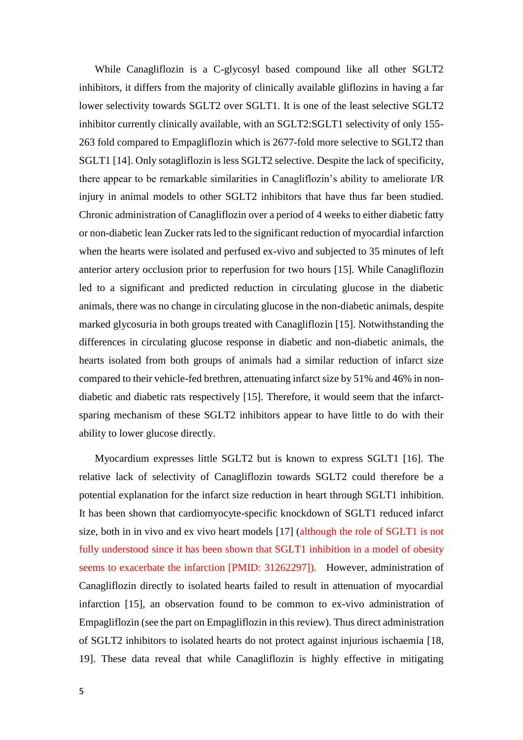While Canagliflozin is a C-glycosyl based compound like all other SGLT2 inhibitors, it differs from the majority of clinically available gliflozins in having a far lower selectivity towards SGLT2 over SGLT1. It is one of the least selective SGLT2 inhibitor currently clinically available, with an SGLT2:SGLT1 selectivity of only 155-263 fold compared to Empagliflozin which is 2677-fold more selective to SGLT2 than SGLT1 [14]. Only sotagliflozin is less SGLT2 selective. Despite the lack of specificity, there appear to be remarkable similarities in Canagliflozin's ability to ameliorate I/R injury in animal models to other SGLT2 inhibitors that have thus far been studied. Chronic administration of Canagliflozin over a period of 4 weeks to either diabetic fatty or non-diabetic lean Zucker rats led to the significant reduction of myocardial infarction when the hearts were isolated and perfused ex-vivo and subjected to 35 minutes of left anterior artery occlusion prior to reperfusion for two hours [15]. While Canagliflozin led to a significant and predicted reduction in circulating glucose in the diabetic animals, there was no change in circulating glucose in the non-diabetic animals, despite marked glycosuria in both groups treated with Canagliflozin [15]. Notwithstanding the differences in circulating glucose response in diabetic and non-diabetic animals, the hearts isolated from both groups of animals had a similar reduction of infarct size compared to their vehicle-fed brethren, attenuating infarct size by 51% and 46% in non-diabetic and diabetic rats respectively [15]. Therefore, it would seem that the infarct-sparing mechanism of these SGLT2 inhibitors appear to have little to do with their ability to lower glucose directly.

Myocardium expresses little SGLT2 but is known to express SGLT1 [16]. The relative lack of selectivity of Canagliflozin towards SGLT2 could therefore be a potential explanation for the infarct size reduction in heart through SGLT1 inhibition. It has been shown that cardiomyocyte-specific knockdown of SGLT1 reduced infarct size, both in in vivo and ex vivo heart models [17] (although the role of SGLT1 is not fully understood since it has been shown that SGLT1 inhibition in a model of obesity seems to exacerbate the infarction [PMID: 31262297]). However, administration of Canagliflozin directly to isolated hearts failed to result in attenuation of myocardial infarction [15], an observation found to be common to ex-vivo administration of Empagliflozin (see the part on Empagliflozin in this review). Thus direct administration of SGLT2 inhibitors to isolated hearts do not protect against injurious ischaemia [18, 19]. These data reveal that while Canagliflozin is highly effective in mitigating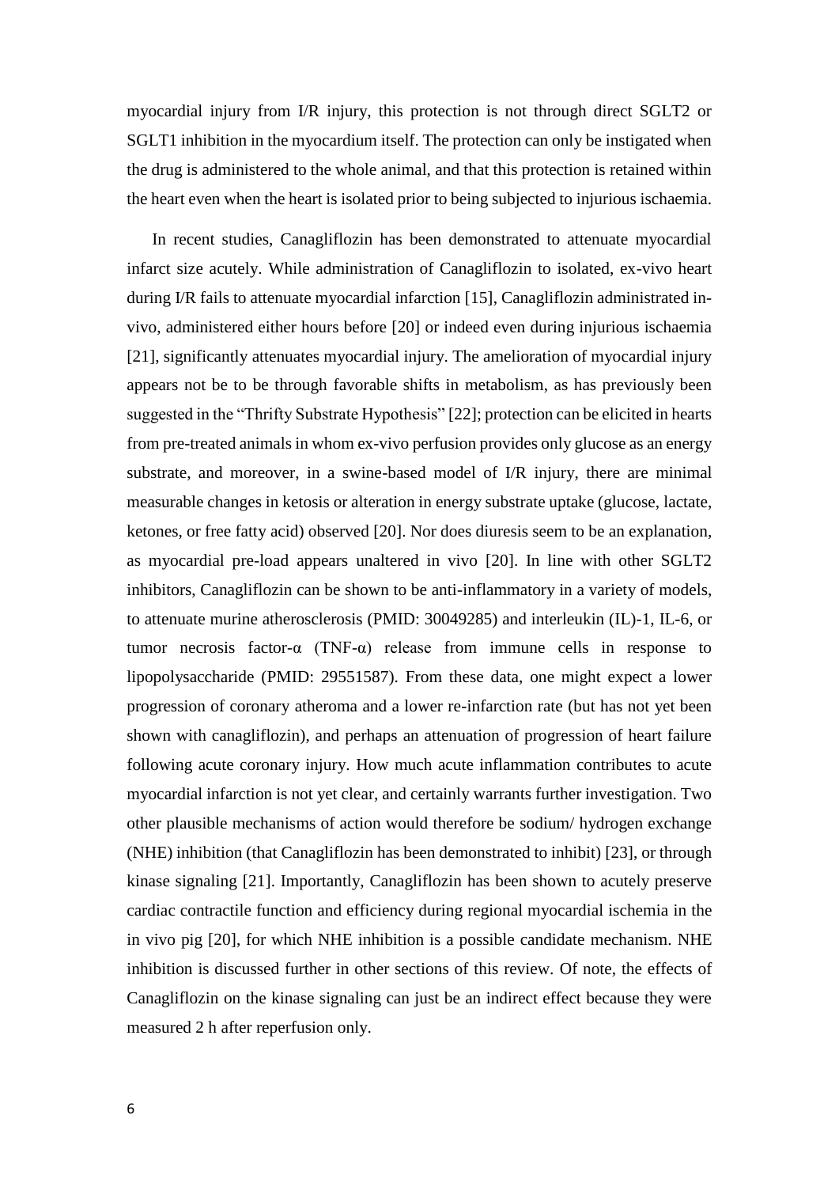myocardial injury from I/R injury, this protection is not through direct SGLT2 or SGLT1 inhibition in the myocardium itself. The protection can only be instigated when the drug is administered to the whole animal, and that this protection is retained within the heart even when the heart is isolated prior to being subjected to injurious ischaemia.

In recent studies, Canagliflozin has been demonstrated to attenuate myocardial infarct size acutely. While administration of Canagliflozin to isolated, ex-vivo heart during I/R fails to attenuate myocardial infarction [15], Canagliflozin administrated in-vivo, administered either hours before [20] or indeed even during injurious ischaemia [21], significantly attenuates myocardial injury. The amelioration of myocardial injury appears not be to be through favorable shifts in metabolism, as has previously been suggested in the "Thrifty Substrate Hypothesis" [22]; protection can be elicited in hearts from pre-treated animals in whom ex-vivo perfusion provides only glucose as an energy substrate, and moreover, in a swine-based model of I/R injury, there are minimal measurable changes in ketosis or alteration in energy substrate uptake (glucose, lactate, ketones, or free fatty acid) observed [20]. Nor does diuresis seem to be an explanation, as myocardial pre-load appears unaltered in vivo [20]. In line with other SGLT2 inhibitors, Canagliflozin can be shown to be anti-inflammatory in a variety of models, to attenuate murine atherosclerosis (PMID: 30049285) and interleukin (IL)-1, IL-6, or tumor necrosis factor-α (TNF-α) release from immune cells in response to lipopolysaccharide (PMID: 29551587). From these data, one might expect a lower progression of coronary atheroma and a lower re-infarction rate (but has not yet been shown with canagliflozin), and perhaps an attenuation of progression of heart failure following acute coronary injury. How much acute inflammation contributes to acute myocardial infarction is not yet clear, and certainly warrants further investigation. Two other plausible mechanisms of action would therefore be sodium/ hydrogen exchange (NHE) inhibition (that Canagliflozin has been demonstrated to inhibit) [23], or through kinase signaling [21]. Importantly, Canagliflozin has been shown to acutely preserve cardiac contractile function and efficiency during regional myocardial ischemia in the in vivo pig [20], for which NHE inhibition is a possible candidate mechanism. NHE inhibition is discussed further in other sections of this review. Of note, the effects of Canagliflozin on the kinase signaling can just be an indirect effect because they were measured 2 h after reperfusion only.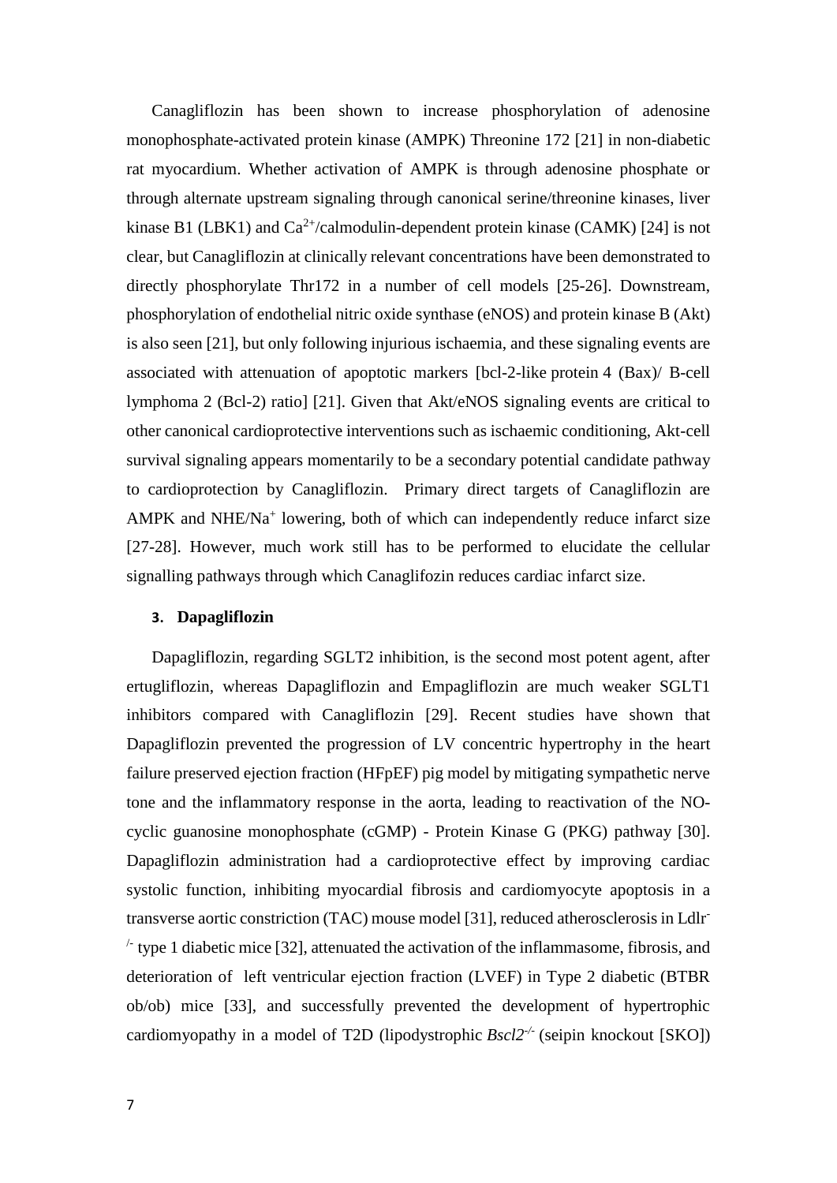Canagliflozin has been shown to increase phosphorylation of adenosine monophosphate-activated protein kinase (AMPK) Threonine 172 [21] in non-diabetic rat myocardium. Whether activation of AMPK is through adenosine phosphate or through alternate upstream signaling through canonical serine/threonine kinases, liver kinase B1 (LBK1) and $Ca^{2+}$/calmodulin-dependent protein kinase (CAMK) [24] is not clear, but Canagliflozin at clinically relevant concentrations have been demonstrated to directly phosphorylate Thr172 in a number of cell models [25-26]. Downstream, phosphorylation of endothelial nitric oxide synthase (eNOS) and protein kinase B (Akt) is also seen [21], but only following injurious ischaemia, and these signaling events are associated with attenuation of apoptotic markers [bcl-2-like protein 4 (Bax)/ B-cell lymphoma 2 (Bcl-2) ratio] [21]. Given that Akt/eNOS signaling events are critical to other canonical cardioprotective interventions such as ischaemic conditioning, Akt-cell survival signaling appears momentarily to be a secondary potential candidate pathway to cardioprotection by Canagliflozin. Primary direct targets of Canagliflozin are AMPK and NHE/$Na^{+}$ lowering, both of which can independently reduce infarct size [27-28]. However, much work still has to be performed to elucidate the cellular signalling pathways through which Canaglifozin reduces cardiac infarct size.

## 3. Dapagliflozin

Dapagliflozin, regarding SGLT2 inhibition, is the second most potent agent, after ertugliflozin, whereas Dapagliflozin and Empagliflozin are much weaker SGLT1 inhibitors compared with Canagliflozin [29]. Recent studies have shown that Dapagliflozin prevented the progression of LV concentric hypertrophy in the heart failure preserved ejection fraction (HFpEF) pig model by mitigating sympathetic nerve tone and the inflammatory response in the aorta, leading to reactivation of the NO-cyclic guanosine monophosphate (cGMP) - Protein Kinase G (PKG) pathway [30]. Dapagliflozin administration had a cardioprotective effect by improving cardiac systolic function, inhibiting myocardial fibrosis and cardiomyocyte apoptosis in a transverse aortic constriction (TAC) mouse model [31], reduced atherosclerosis in $Ldlr^{-/-}$ type 1 diabetic mice [32], attenuated the activation of the inflammasome, fibrosis, and deterioration of left ventricular ejection fraction (LVEF) in Type 2 diabetic (BTBR ob/ob) mice [33], and successfully prevented the development of hypertrophic cardiomyopathy in a model of T2D (lipodystrophic *Bscl2*$^{-/-}$ (seipin knockout [SKO])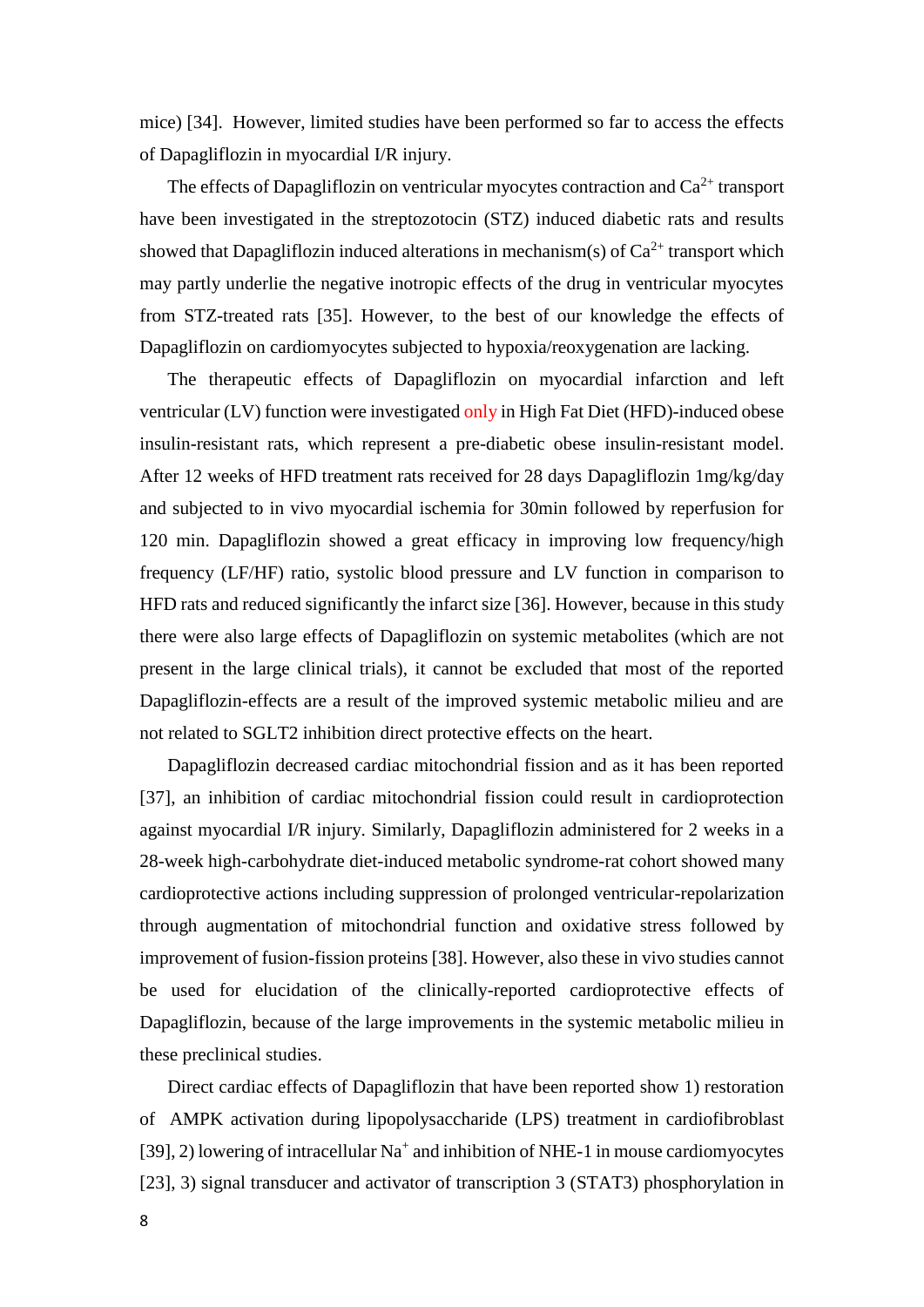mice) [34].  However, limited studies have been performed so far to access the effects of Dapagliflozin in myocardial I/R injury.

The effects of Dapagliflozin on ventricular myocytes contraction and $Ca^{2+}$ transport have been investigated in the streptozotocin (STZ) induced diabetic rats and results showed that Dapagliflozin induced alterations in mechanism(s) of $Ca^{2+}$ transport which may partly underlie the negative inotropic effects of the drug in ventricular myocytes from STZ-treated rats [35]. However, to the best of our knowledge the effects of Dapagliflozin on cardiomyocytes subjected to hypoxia/reoxygenation are lacking.

The therapeutic effects of Dapagliflozin on myocardial infarction and left ventricular (LV) function were investigated only in High Fat Diet (HFD)-induced obese insulin-resistant rats, which represent a pre-diabetic obese insulin-resistant model. After 12 weeks of HFD treatment rats received for 28 days Dapagliflozin 1mg/kg/day and subjected to in vivo myocardial ischemia for 30min followed by reperfusion for 120 min. Dapagliflozin showed a great efficacy in improving low frequency/high frequency (LF/HF) ratio, systolic blood pressure and LV function in comparison to HFD rats and reduced significantly the infarct size [36]. However, because in this study there were also large effects of Dapagliflozin on systemic metabolites (which are not present in the large clinical trials), it cannot be excluded that most of the reported Dapagliflozin-effects are a result of the improved systemic metabolic milieu and are not related to SGLT2 inhibition direct protective effects on the heart.

Dapagliflozin decreased cardiac mitochondrial fission and as it has been reported [37], an inhibition of cardiac mitochondrial fission could result in cardioprotection against myocardial I/R injury. Similarly, Dapagliflozin administered for 2 weeks in a 28-week high-carbohydrate diet-induced metabolic syndrome-rat cohort showed many cardioprotective actions including suppression of prolonged ventricular-repolarization through augmentation of mitochondrial function and oxidative stress followed by improvement of fusion-fission proteins [38]. However, also these in vivo studies cannot be used for elucidation of the clinically-reported cardioprotective effects of Dapagliflozin, because of the large improvements in the systemic metabolic milieu in these preclinical studies.

Direct cardiac effects of Dapagliflozin that have been reported show 1) restoration of AMPK activation during lipopolysaccharide (LPS) treatment in cardiofibroblast [39], 2) lowering of intracellular $Na^{+}$ and inhibition of NHE-1 in mouse cardiomyocytes [23], 3) signal transducer and activator of transcription 3 (STAT3) phosphorylation in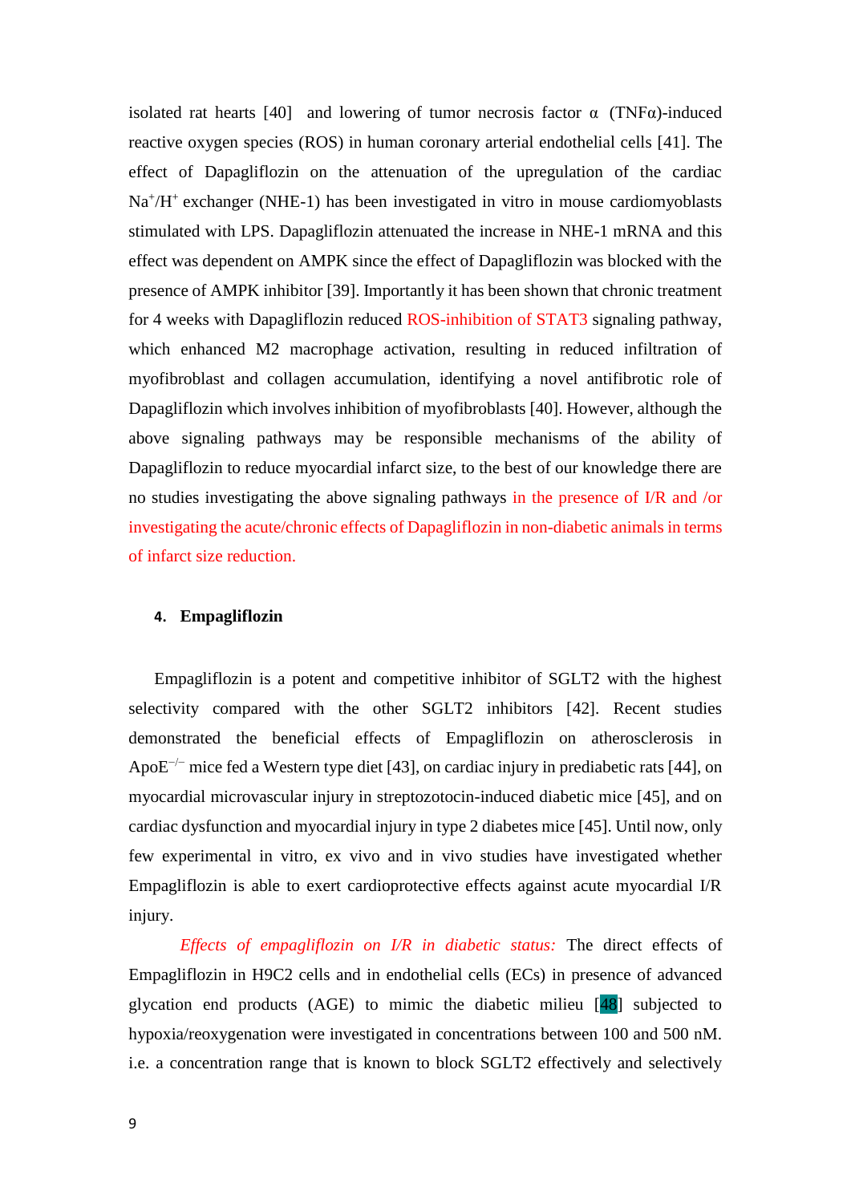isolated rat hearts [40] and lowering of tumor necrosis factor α (TNFα)-induced reactive oxygen species (ROS) in human coronary arterial endothelial cells [41]. The effect of Dapagliflozin on the attenuation of the upregulation of the cardiac $Na^+/H^+$ exchanger (NHE-1) has been investigated in vitro in mouse cardiomyoblasts stimulated with LPS. Dapagliflozin attenuated the increase in NHE-1 mRNA and this effect was dependent on AMPK since the effect of Dapagliflozin was blocked with the presence of AMPK inhibitor [39]. Importantly it has been shown that chronic treatment for 4 weeks with Dapagliflozin reduced ROS-inhibition of STAT3 signaling pathway, which enhanced M2 macrophage activation, resulting in reduced infiltration of myofibroblast and collagen accumulation, identifying a novel antifibrotic role of Dapagliflozin which involves inhibition of myofibroblasts [40]. However, although the above signaling pathways may be responsible mechanisms of the ability of Dapagliflozin to reduce myocardial infarct size, to the best of our knowledge there are no studies investigating the above signaling pathways in the presence of I/R and /or investigating the acute/chronic effects of Dapagliflozin in non-diabetic animals in terms of infarct size reduction.

## 4. Empagliflozin

Empagliflozin is a potent and competitive inhibitor of SGLT2 with the highest selectivity compared with the other SGLT2 inhibitors [42]. Recent studies demonstrated the beneficial effects of Empagliflozin on atherosclerosis in $ApoE^{-/-}$ mice fed a Western type diet [43], on cardiac injury in prediabetic rats [44], on myocardial microvascular injury in streptozotocin-induced diabetic mice [45], and on cardiac dysfunction and myocardial injury in type 2 diabetes mice [45]. Until now, only few experimental in vitro, ex vivo and in vivo studies have investigated whether Empagliflozin is able to exert cardioprotective effects against acute myocardial I/R injury.

*Effects of empagliflozin on I/R in diabetic status:* The direct effects of Empagliflozin in H9C2 cells and in endothelial cells (ECs) in presence of advanced glycation end products (AGE) to mimic the diabetic milieu [48] subjected to hypoxia/reoxygenation were investigated in concentrations between 100 and 500 nM. i.e. a concentration range that is known to block SGLT2 effectively and selectively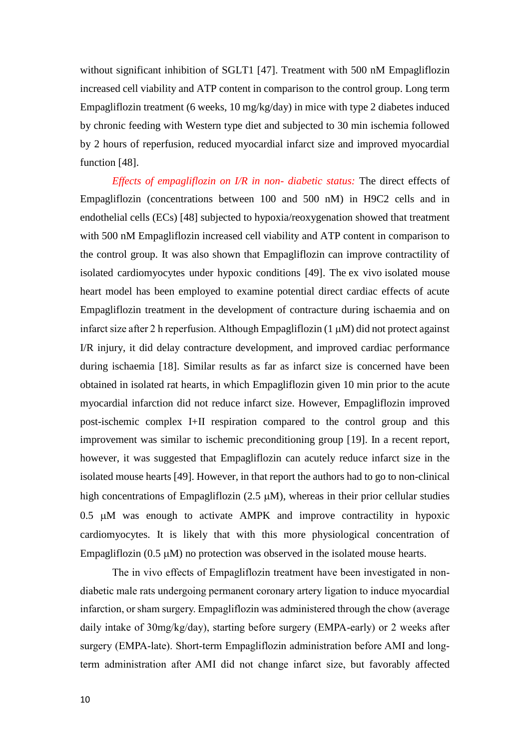without significant inhibition of SGLT1 [47]. Treatment with 500 nM Empagliflozin increased cell viability and ATP content in comparison to the control group. Long term Empagliflozin treatment (6 weeks, 10 mg/kg/day) in mice with type 2 diabetes induced by chronic feeding with Western type diet and subjected to 30 min ischemia followed by 2 hours of reperfusion, reduced myocardial infarct size and improved myocardial function [48].

*Effects of empagliflozin on I/R in non- diabetic status:* The direct effects of Empagliflozin (concentrations between 100 and 500 nM) in H9C2 cells and in endothelial cells (ECs) [48] subjected to hypoxia/reoxygenation showed that treatment with 500 nM Empagliflozin increased cell viability and ATP content in comparison to the control group. It was also shown that Empagliflozin can improve contractility of isolated cardiomyocytes under hypoxic conditions [49]. The ex vivo isolated mouse heart model has been employed to examine potential direct cardiac effects of acute Empagliflozin treatment in the development of contracture during ischaemia and on infarct size after 2 h reperfusion. Although Empagliflozin (1 μM) did not protect against I/R injury, it did delay contracture development, and improved cardiac performance during ischaemia [18]. Similar results as far as infarct size is concerned have been obtained in isolated rat hearts, in which Empagliflozin given 10 min prior to the acute myocardial infarction did not reduce infarct size. However, Empagliflozin improved post-ischemic complex I+II respiration compared to the control group and this improvement was similar to ischemic preconditioning group [19]. In a recent report, however, it was suggested that Empagliflozin can acutely reduce infarct size in the isolated mouse hearts [49]. However, in that report the authors had to go to non-clinical high concentrations of Empagliflozin (2.5 μM), whereas in their prior cellular studies 0.5 μM was enough to activate AMPK and improve contractility in hypoxic cardiomyocytes. It is likely that with this more physiological concentration of Empagliflozin (0.5 μM) no protection was observed in the isolated mouse hearts.

The in vivo effects of Empagliflozin treatment have been investigated in non-diabetic male rats undergoing permanent coronary artery ligation to induce myocardial infarction, or sham surgery. Empagliflozin was administered through the chow (average daily intake of 30mg/kg/day), starting before surgery (EMPA-early) or 2 weeks after surgery (EMPA-late). Short-term Empagliflozin administration before AMI and long-term administration after AMI did not change infarct size, but favorably affected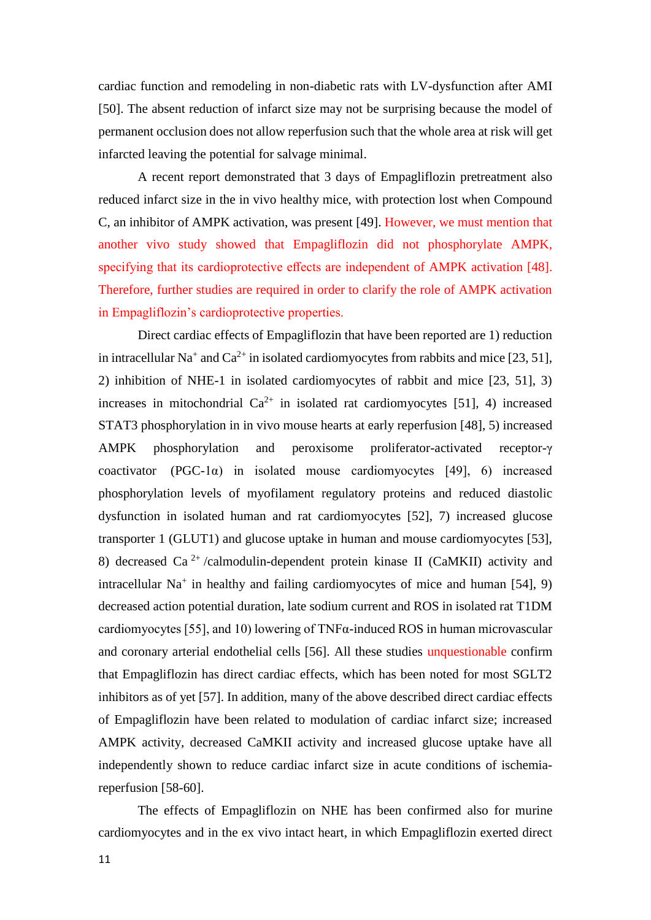cardiac function and remodeling in non-diabetic rats with LV-dysfunction after AMI [50]. The absent reduction of infarct size may not be surprising because the model of permanent occlusion does not allow reperfusion such that the whole area at risk will get infarcted leaving the potential for salvage minimal.

A recent report demonstrated that 3 days of Empagliflozin pretreatment also reduced infarct size in the in vivo healthy mice, with protection lost when Compound C, an inhibitor of AMPK activation, was present [49]. However, we must mention that another vivo study showed that Empagliflozin did not phosphorylate AMPK, specifying that its cardioprotective effects are independent of AMPK activation [48]. Therefore, further studies are required in order to clarify the role of AMPK activation in Empagliflozin's cardioprotective properties.

Direct cardiac effects of Empagliflozin that have been reported are 1) reduction in intracellular $Na^+$ and $Ca^{2+}$ in isolated cardiomyocytes from rabbits and mice [23, 51], 2) inhibition of NHE-1 in isolated cardiomyocytes of rabbit and mice [23, 51], 3) increases in mitochondrial $Ca^{2+}$ in isolated rat cardiomyocytes [51], 4) increased STAT3 phosphorylation in in vivo mouse hearts at early reperfusion [48], 5) increased AMPK phosphorylation and peroxisome proliferator-activated receptor-γ coactivator (PGC-1α) in isolated mouse cardiomyocytes [49], 6) increased phosphorylation levels of myofilament regulatory proteins and reduced diastolic dysfunction in isolated human and rat cardiomyocytes [52], 7) increased glucose transporter 1 (GLUT1) and glucose uptake in human and mouse cardiomyocytes [53], 8) decreased $Ca^{2+}$/calmodulin-dependent protein kinase II (CaMKII) activity and intracellular $Na^+$ in healthy and failing cardiomyocytes of mice and human [54], 9) decreased action potential duration, late sodium current and ROS in isolated rat T1DM cardiomyocytes [55], and 10) lowering of TNFα-induced ROS in human microvascular and coronary arterial endothelial cells [56]. All these studies unquestionable confirm that Empagliflozin has direct cardiac effects, which has been noted for most SGLT2 inhibitors as of yet [57]. In addition, many of the above described direct cardiac effects of Empagliflozin have been related to modulation of cardiac infarct size; increased AMPK activity, decreased CaMKII activity and increased glucose uptake have all independently shown to reduce cardiac infarct size in acute conditions of ischemia-reperfusion [58-60].

The effects of Empagliflozin on NHE has been confirmed also for murine cardiomyocytes and in the ex vivo intact heart, in which Empagliflozin exerted direct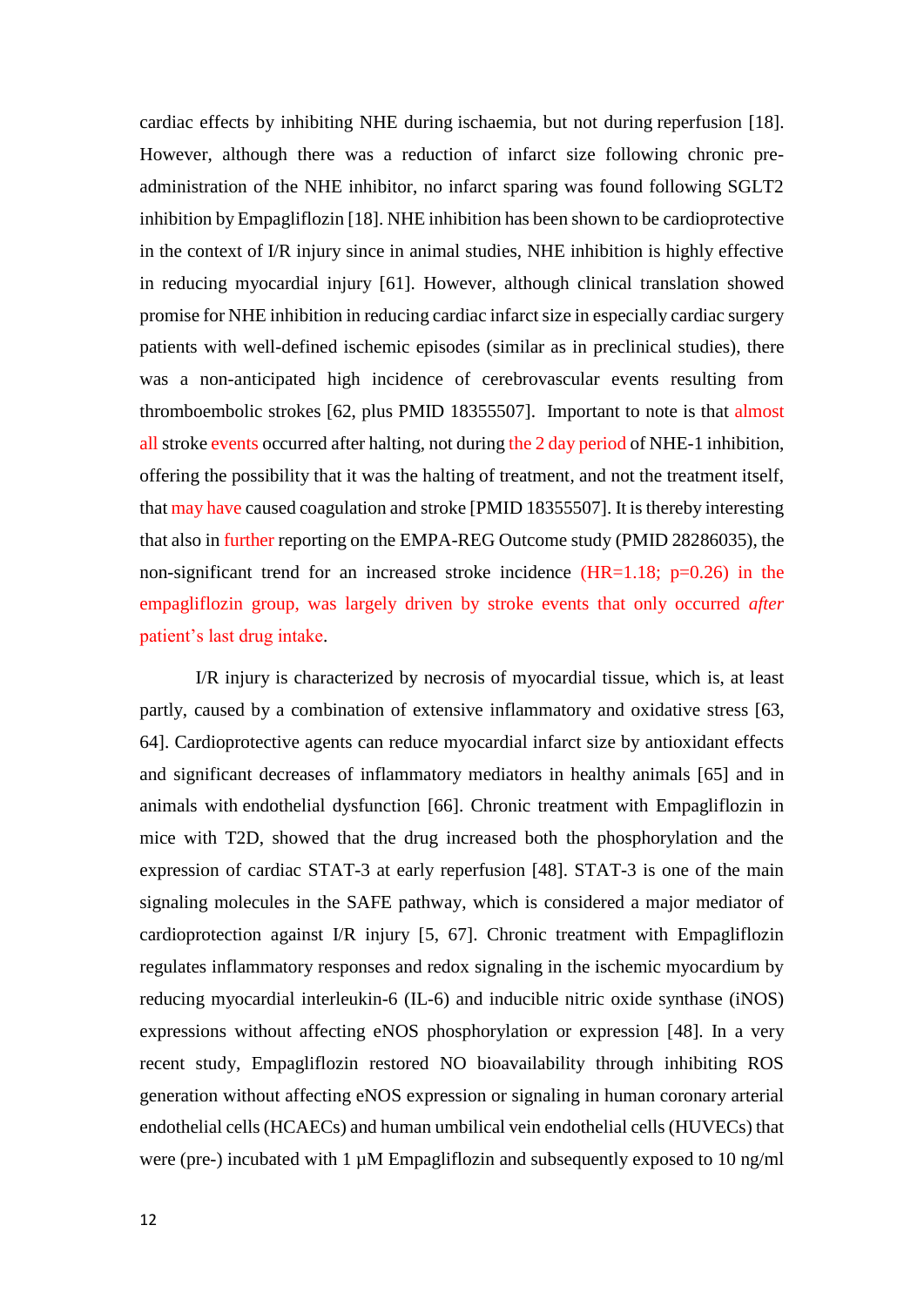cardiac effects by inhibiting NHE during ischaemia, but not during reperfusion [18]. However, although there was a reduction of infarct size following chronic pre-administration of the NHE inhibitor, no infarct sparing was found following SGLT2 inhibition by Empagliflozin [18]. NHE inhibition has been shown to be cardioprotective in the context of I/R injury since in animal studies, NHE inhibition is highly effective in reducing myocardial injury [61]. However, although clinical translation showed promise for NHE inhibition in reducing cardiac infarct size in especially cardiac surgery patients with well-defined ischemic episodes (similar as in preclinical studies), there was a non-anticipated high incidence of cerebrovascular events resulting from thromboembolic strokes [62, plus PMID 18355507]. Important to note is that almost all stroke events occurred after halting, not during the 2 day period of NHE-1 inhibition, offering the possibility that it was the halting of treatment, and not the treatment itself, that may have caused coagulation and stroke [PMID 18355507]. It is thereby interesting that also in further reporting on the EMPA-REG Outcome study (PMID 28286035), the non-significant trend for an increased stroke incidence (HR=1.18; p=0.26) in the empagliflozin group, was largely driven by stroke events that only occurred *after* patient's last drug intake.

I/R injury is characterized by necrosis of myocardial tissue, which is, at least partly, caused by a combination of extensive inflammatory and oxidative stress [63, 64]. Cardioprotective agents can reduce myocardial infarct size by antioxidant effects and significant decreases of inflammatory mediators in healthy animals [65] and in animals with endothelial dysfunction [66]. Chronic treatment with Empagliflozin in mice with T2D, showed that the drug increased both the phosphorylation and the expression of cardiac STAT-3 at early reperfusion [48]. STAT-3 is one of the main signaling molecules in the SAFE pathway, which is considered a major mediator of cardioprotection against I/R injury [5, 67]. Chronic treatment with Empagliflozin regulates inflammatory responses and redox signaling in the ischemic myocardium by reducing myocardial interleukin-6 (IL-6) and inducible nitric oxide synthase (iNOS) expressions without affecting eNOS phosphorylation or expression [48]. In a very recent study, Empagliflozin restored NO bioavailability through inhibiting ROS generation without affecting eNOS expression or signaling in human coronary arterial endothelial cells (HCAECs) and human umbilical vein endothelial cells (HUVECs) that were (pre-) incubated with 1 µM Empagliflozin and subsequently exposed to 10 ng/ml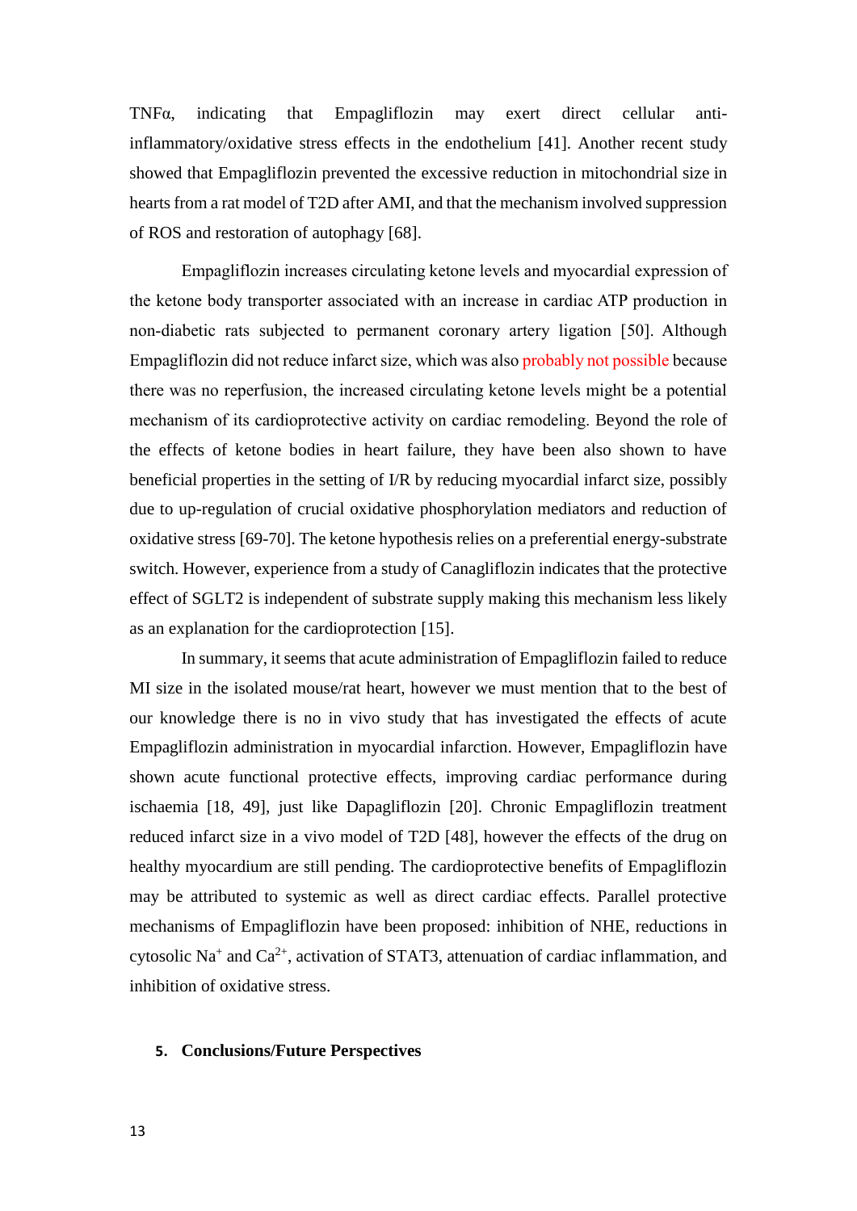TNFα, indicating that Empagliflozin may exert direct cellular anti-inflammatory/oxidative stress effects in the endothelium [41]. Another recent study showed that Empagliflozin prevented the excessive reduction in mitochondrial size in hearts from a rat model of T2D after AMI, and that the mechanism involved suppression of ROS and restoration of autophagy [68].

Empagliflozin increases circulating ketone levels and myocardial expression of the ketone body transporter associated with an increase in cardiac ATP production in non-diabetic rats subjected to permanent coronary artery ligation [50]. Although Empagliflozin did not reduce infarct size, which was also probably not possible because there was no reperfusion, the increased circulating ketone levels might be a potential mechanism of its cardioprotective activity on cardiac remodeling. Beyond the role of the effects of ketone bodies in heart failure, they have been also shown to have beneficial properties in the setting of I/R by reducing myocardial infarct size, possibly due to up-regulation of crucial oxidative phosphorylation mediators and reduction of oxidative stress [69-70]. The ketone hypothesis relies on a preferential energy-substrate switch. However, experience from a study of Canagliflozin indicates that the protective effect of SGLT2 is independent of substrate supply making this mechanism less likely as an explanation for the cardioprotection [15].

In summary, it seems that acute administration of Empagliflozin failed to reduce MI size in the isolated mouse/rat heart, however we must mention that to the best of our knowledge there is no in vivo study that has investigated the effects of acute Empagliflozin administration in myocardial infarction. However, Empagliflozin have shown acute functional protective effects, improving cardiac performance during ischaemia [18, 49], just like Dapagliflozin [20]. Chronic Empagliflozin treatment reduced infarct size in a vivo model of T2D [48], however the effects of the drug on healthy myocardium are still pending. The cardioprotective benefits of Empagliflozin may be attributed to systemic as well as direct cardiac effects. Parallel protective mechanisms of Empagliflozin have been proposed: inhibition of NHE, reductions in cytosolic $Na^+$ and $Ca^{2+}$, activation of STAT3, attenuation of cardiac inflammation, and inhibition of oxidative stress.

## 5. Conclusions/Future Perspectives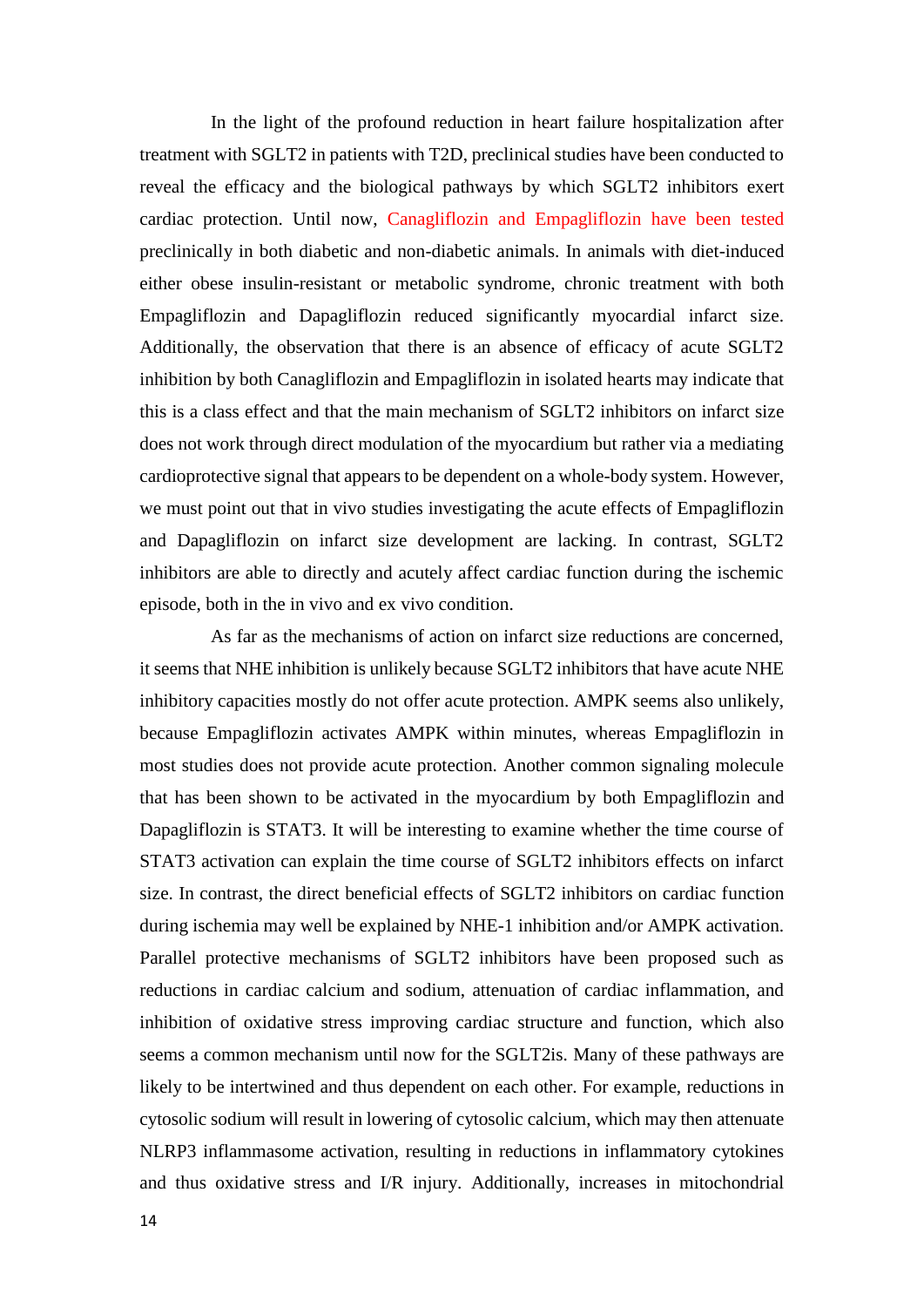In the light of the profound reduction in heart failure hospitalization after treatment with SGLT2 in patients with T2D, preclinical studies have been conducted to reveal the efficacy and the biological pathways by which SGLT2 inhibitors exert cardiac protection. Until now, Canagliflozin and Empagliflozin have been tested preclinically in both diabetic and non-diabetic animals. In animals with diet-induced either obese insulin-resistant or metabolic syndrome, chronic treatment with both Empagliflozin and Dapagliflozin reduced significantly myocardial infarct size. Additionally, the observation that there is an absence of efficacy of acute SGLT2 inhibition by both Canagliflozin and Empagliflozin in isolated hearts may indicate that this is a class effect and that the main mechanism of SGLT2 inhibitors on infarct size does not work through direct modulation of the myocardium but rather via a mediating cardioprotective signal that appears to be dependent on a whole-body system. However, we must point out that in vivo studies investigating the acute effects of Empagliflozin and Dapagliflozin on infarct size development are lacking. In contrast, SGLT2 inhibitors are able to directly and acutely affect cardiac function during the ischemic episode, both in the in vivo and ex vivo condition.

As far as the mechanisms of action on infarct size reductions are concerned, it seems that NHE inhibition is unlikely because SGLT2 inhibitors that have acute NHE inhibitory capacities mostly do not offer acute protection. AMPK seems also unlikely, because Empagliflozin activates AMPK within minutes, whereas Empagliflozin in most studies does not provide acute protection. Another common signaling molecule that has been shown to be activated in the myocardium by both Empagliflozin and Dapagliflozin is STAT3. It will be interesting to examine whether the time course of STAT3 activation can explain the time course of SGLT2 inhibitors effects on infarct size. In contrast, the direct beneficial effects of SGLT2 inhibitors on cardiac function during ischemia may well be explained by NHE-1 inhibition and/or AMPK activation. Parallel protective mechanisms of SGLT2 inhibitors have been proposed such as reductions in cardiac calcium and sodium, attenuation of cardiac inflammation, and inhibition of oxidative stress improving cardiac structure and function, which also seems a common mechanism until now for the SGLT2is. Many of these pathways are likely to be intertwined and thus dependent on each other. For example, reductions in cytosolic sodium will result in lowering of cytosolic calcium, which may then attenuate NLRP3 inflammasome activation, resulting in reductions in inflammatory cytokines and thus oxidative stress and I/R injury. Additionally, increases in mitochondrial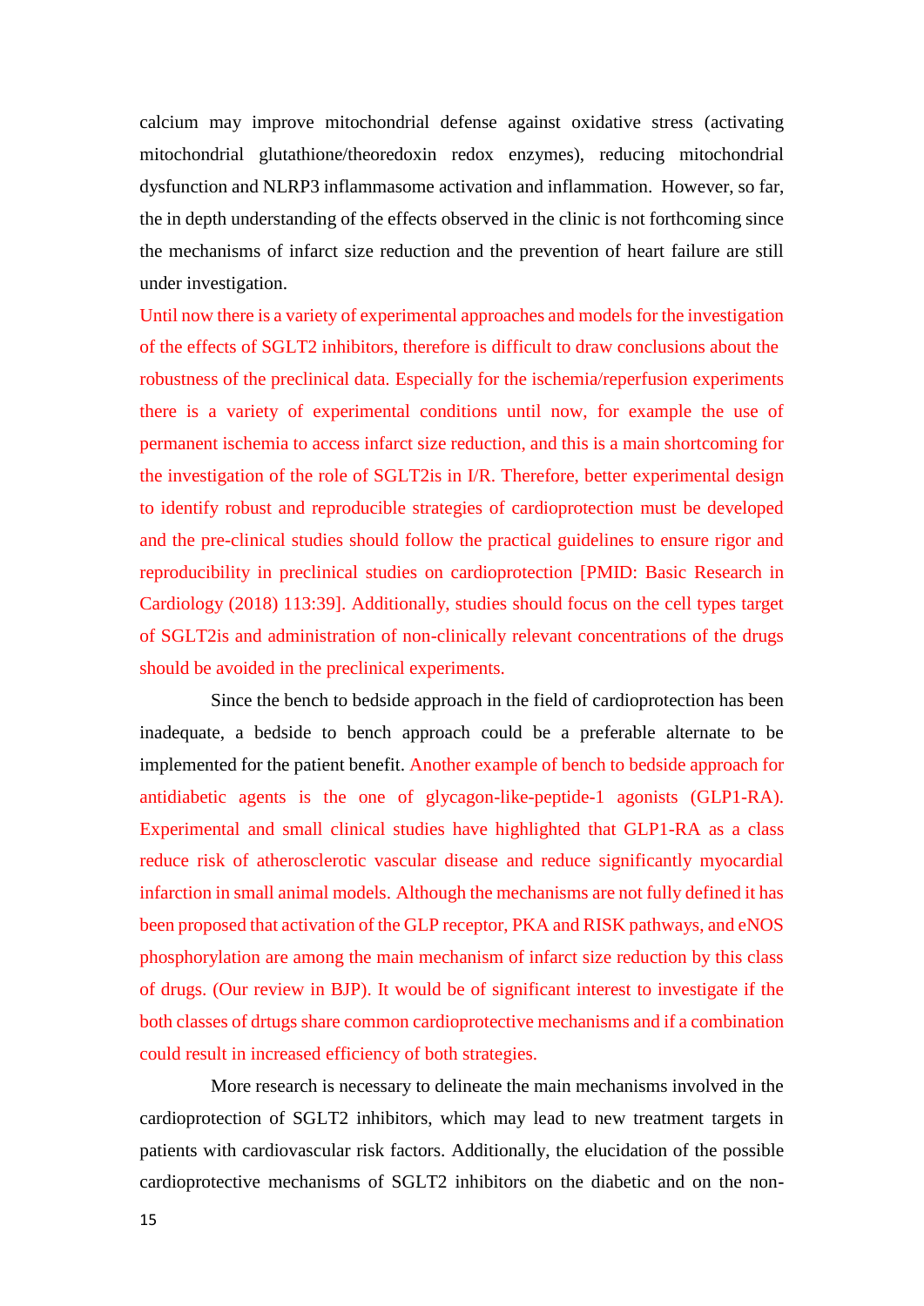calcium may improve mitochondrial defense against oxidative stress (activating mitochondrial glutathione/theoredoxin redox enzymes), reducing mitochondrial dysfunction and NLRP3 inflammasome activation and inflammation. However, so far, the in depth understanding of the effects observed in the clinic is not forthcoming since the mechanisms of infarct size reduction and the prevention of heart failure are still under investigation.

Until now there is a variety of experimental approaches and models for the investigation of the effects of SGLT2 inhibitors, therefore is difficult to draw conclusions about the robustness of the preclinical data. Especially for the ischemia/reperfusion experiments there is a variety of experimental conditions until now, for example the use of permanent ischemia to access infarct size reduction, and this is a main shortcoming for the investigation of the role of SGLT2is in I/R. Therefore, better experimental design to identify robust and reproducible strategies of cardioprotection must be developed and the pre-clinical studies should follow the practical guidelines to ensure rigor and reproducibility in preclinical studies on cardioprotection [PMID: Basic Research in Cardiology (2018) 113:39]. Additionally, studies should focus on the cell types target of SGLT2is and administration of non-clinically relevant concentrations of the drugs should be avoided in the preclinical experiments.

Since the bench to bedside approach in the field of cardioprotection has been inadequate, a bedside to bench approach could be a preferable alternate to be implemented for the patient benefit. Another example of bench to bedside approach for antidiabetic agents is the one of glycagon-like-peptide-1 agonists (GLP1-RA). Experimental and small clinical studies have highlighted that GLP1-RA as a class reduce risk of atherosclerotic vascular disease and reduce significantly myocardial infarction in small animal models. Although the mechanisms are not fully defined it has been proposed that activation of the GLP receptor, PKA and RISK pathways, and eNOS phosphorylation are among the main mechanism of infarct size reduction by this class of drugs. (Our review in BJP). It would be of significant interest to investigate if the both classes of drtugs share common cardioprotective mechanisms and if a combination could result in increased efficiency of both strategies.

More research is necessary to delineate the main mechanisms involved in the cardioprotection of SGLT2 inhibitors, which may lead to new treatment targets in patients with cardiovascular risk factors. Additionally, the elucidation of the possible cardioprotective mechanisms of SGLT2 inhibitors on the diabetic and on the non-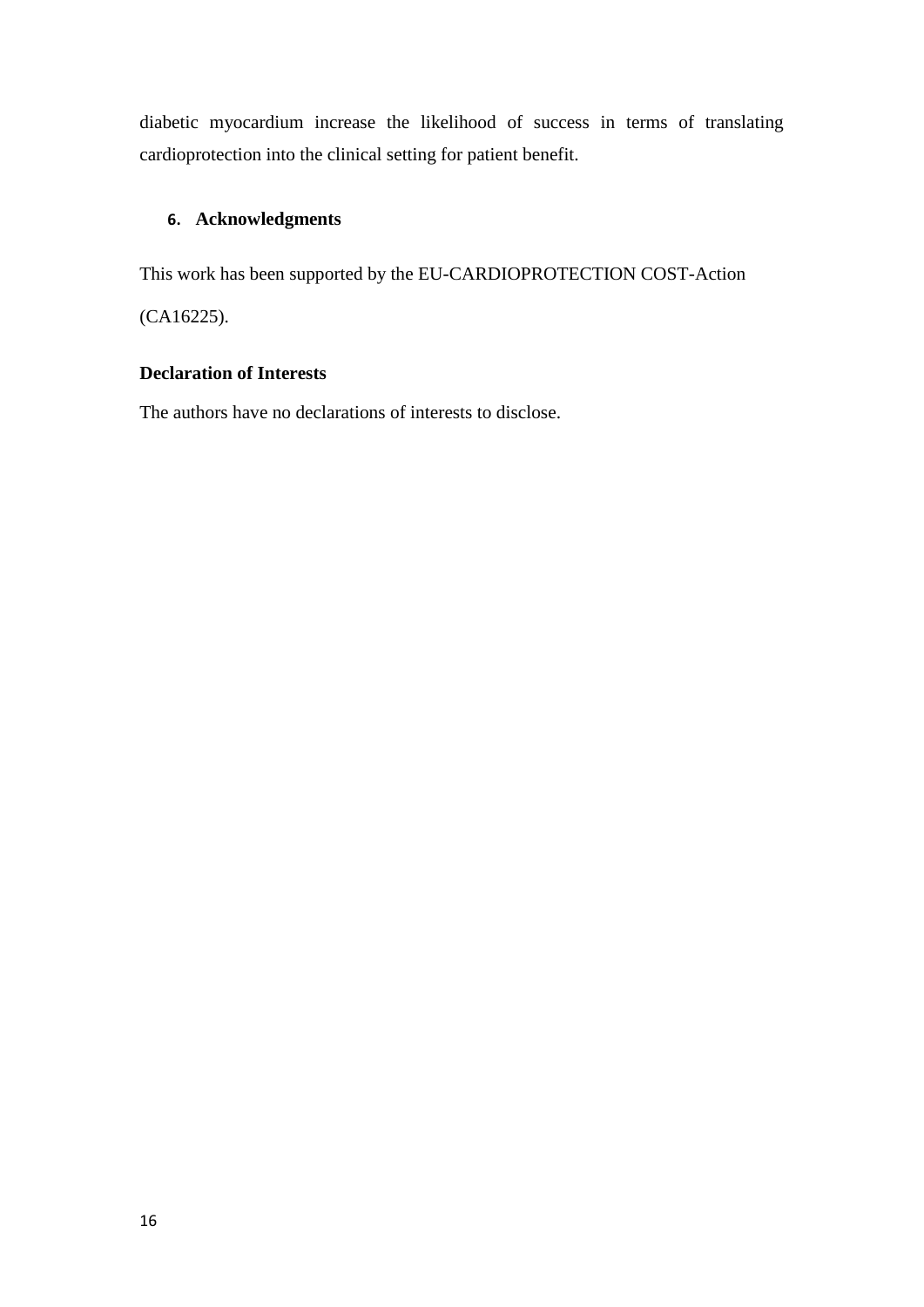diabetic myocardium increase the likelihood of success in terms of translating cardioprotection into the clinical setting for patient benefit.

## 6. Acknowledgments

This work has been supported by the EU-CARDIOPROTECTION COST-Action (CA16225).

**Declaration of Interests**

The authors have no declarations of interests to disclose.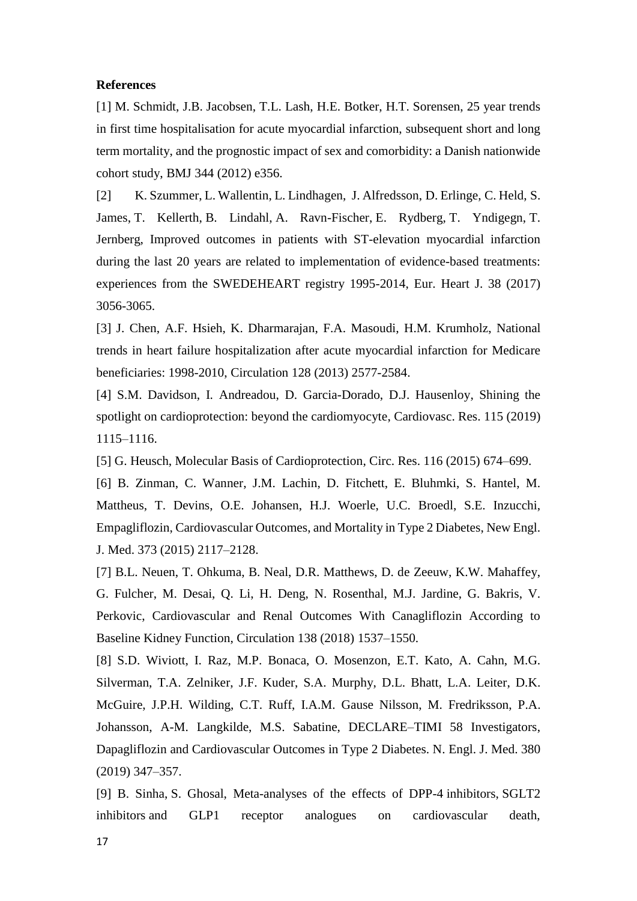**References**

[1] M. Schmidt, J.B. Jacobsen, T.L. Lash, H.E. Botker, H.T. Sorensen, 25 year trends in first time hospitalisation for acute myocardial infarction, subsequent short and long term mortality, and the prognostic impact of sex and comorbidity: a Danish nationwide cohort study, BMJ 344 (2012) e356.

[2] K. Szummer, L. Wallentin, L. Lindhagen, J. Alfredsson, D. Erlinge, C. Held, S. James, T. Kellerth, B. Lindahl, A. Ravn-Fischer, E. Rydberg, T. Yndigegn, T. Jernberg, Improved outcomes in patients with ST-elevation myocardial infarction during the last 20 years are related to implementation of evidence-based treatments: experiences from the SWEDEHEART registry 1995-2014, Eur. Heart J. 38 (2017) 3056-3065.

[3] J. Chen, A.F. Hsieh, K. Dharmarajan, F.A. Masoudi, H.M. Krumholz, National trends in heart failure hospitalization after acute myocardial infarction for Medicare beneficiaries: 1998-2010, Circulation 128 (2013) 2577-2584.

[4] S.M. Davidson, I. Andreadou, D. Garcia-Dorado, D.J. Hausenloy, Shining the spotlight on cardioprotection: beyond the cardiomyocyte, Cardiovasc. Res. 115 (2019) 1115–1116.

[5] G. Heusch, Molecular Basis of Cardioprotection, Circ. Res. 116 (2015) 674–699.

[6] B. Zinman, C. Wanner, J.M. Lachin, D. Fitchett, E. Bluhmki, S. Hantel, M. Mattheus, T. Devins, O.E. Johansen, H.J. Woerle, U.C. Broedl, S.E. Inzucchi, Empagliflozin, Cardiovascular Outcomes, and Mortality in Type 2 Diabetes, New Engl. J. Med. 373 (2015) 2117–2128.

[7] B.L. Neuen, T. Ohkuma, B. Neal, D.R. Matthews, D. de Zeeuw, K.W. Mahaffey, G. Fulcher, M. Desai, Q. Li, H. Deng, N. Rosenthal, M.J. Jardine, G. Bakris, V. Perkovic, Cardiovascular and Renal Outcomes With Canagliflozin According to Baseline Kidney Function, Circulation 138 (2018) 1537–1550.

[8] S.D. Wiviott, I. Raz, M.P. Bonaca, O. Mosenzon, E.T. Kato, A. Cahn, M.G. Silverman, T.A. Zelniker, J.F. Kuder, S.A. Murphy, D.L. Bhatt, L.A. Leiter, D.K. McGuire, J.P.H. Wilding, C.T. Ruff, I.A.M. Gause Nilsson, M. Fredriksson, P.A. Johansson, A-M. Langkilde, M.S. Sabatine, DECLARE–TIMI 58 Investigators, Dapagliflozin and Cardiovascular Outcomes in Type 2 Diabetes. N. Engl. J. Med. 380 (2019) 347–357.

[9] B. Sinha, S. Ghosal, Meta-analyses of the effects of DPP-4 inhibitors, SGLT2 inhibitors and GLP1 receptor analogues on cardiovascular death,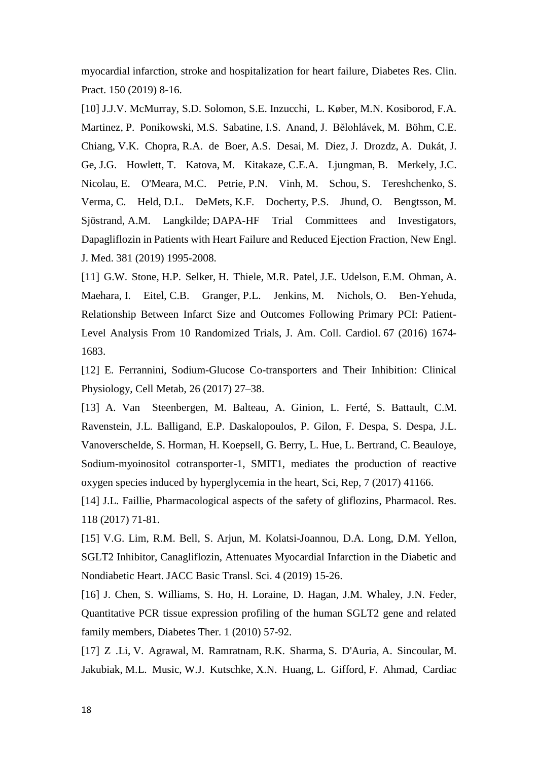myocardial infarction, stroke and hospitalization for heart failure, Diabetes Res. Clin. Pract. 150 (2019) 8-16.

[10] J.J.V. McMurray, S.D. Solomon, S.E. Inzucchi, L. Køber, M.N. Kosiborod, F.A. Martinez, P. Ponikowski, M.S. Sabatine, I.S. Anand, J. Bělohlávek, M. Böhm, C.E. Chiang, V.K. Chopra, R.A. de Boer, A.S. Desai, M. Diez, J. Drozdz, A. Dukát, J. Ge, J.G. Howlett, T. Katova, M. Kitakaze, C.E.A. Ljungman, B. Merkely, J.C. Nicolau, E. O'Meara, M.C. Petrie, P.N. Vinh, M. Schou, S. Tereshchenko, S. Verma, C. Held, D.L. DeMets, K.F. Docherty, P.S. Jhund, O. Bengtsson, M. Sjöstrand, A.M. Langkilde; DAPA-HF Trial Committees and Investigators, Dapagliflozin in Patients with Heart Failure and Reduced Ejection Fraction, New Engl. J. Med. 381 (2019) 1995-2008.

[11] G.W. Stone, H.P. Selker, H. Thiele, M.R. Patel, J.E. Udelson, E.M. Ohman, A. Maehara, I. Eitel, C.B. Granger, P.L. Jenkins, M. Nichols, O. Ben-Yehuda, Relationship Between Infarct Size and Outcomes Following Primary PCI: Patient-Level Analysis From 10 Randomized Trials, J. Am. Coll. Cardiol. 67 (2016) 1674-1683.

[12] E. Ferrannini, Sodium-Glucose Co-transporters and Their Inhibition: Clinical Physiology, Cell Metab, 26 (2017) 27–38.

[13] A. Van Steenbergen, M. Balteau, A. Ginion, L. Ferté, S. Battault, C.M. Ravenstein, J.L. Balligand, E.P. Daskalopoulos, P. Gilon, F. Despa, S. Despa, J.L. Vanoverschelde, S. Horman, H. Koepsell, G. Berry, L. Hue, L. Bertrand, C. Beauloye, Sodium-myoinositol cotransporter-1, SMIT1, mediates the production of reactive oxygen species induced by hyperglycemia in the heart, Sci, Rep, 7 (2017) 41166.

[14] J.L. Faillie, Pharmacological aspects of the safety of gliflozins, Pharmacol. Res. 118 (2017) 71-81.

[15] V.G. Lim, R.M. Bell, S. Arjun, M. Kolatsi-Joannou, D.A. Long, D.M. Yellon, SGLT2 Inhibitor, Canagliflozin, Attenuates Myocardial Infarction in the Diabetic and Nondiabetic Heart. JACC Basic Transl. Sci. 4 (2019) 15-26.

[16] J. Chen, S. Williams, S. Ho, H. Loraine, D. Hagan, J.M. Whaley, J.N. Feder, Quantitative PCR tissue expression profiling of the human SGLT2 gene and related family members, Diabetes Ther. 1 (2010) 57-92.

[17] Z .Li, V. Agrawal, M. Ramratnam, R.K. Sharma, S. D'Auria, A. Sincoular, M. Jakubiak, M.L. Music, W.J. Kutschke, X.N. Huang, L. Gifford, F. Ahmad, Cardiac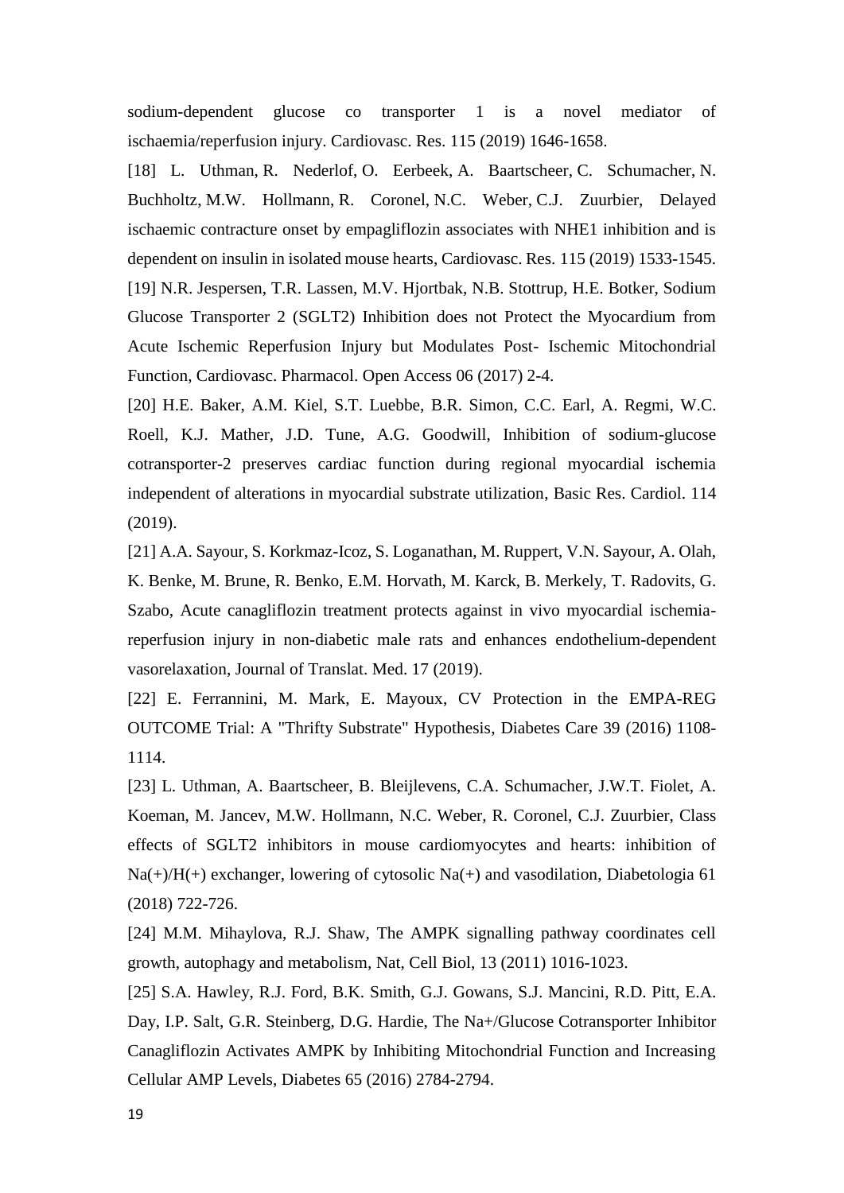sodium-dependent glucose co transporter 1 is a novel mediator of ischaemia/reperfusion injury. Cardiovasc. Res. 115 (2019) 1646-1658.

[18] L. Uthman, R. Nederlof, O. Eerbeek, A. Baartscheer, C. Schumacher, N. Buchholtz, M.W. Hollmann, R. Coronel, N.C. Weber, C.J. Zuurbier, Delayed ischaemic contracture onset by empagliflozin associates with NHE1 inhibition and is dependent on insulin in isolated mouse hearts, Cardiovasc. Res. 115 (2019) 1533-1545.

[19] N.R. Jespersen, T.R. Lassen, M.V. Hjortbak, N.B. Stottrup, H.E. Botker, Sodium Glucose Transporter 2 (SGLT2) Inhibition does not Protect the Myocardium from Acute Ischemic Reperfusion Injury but Modulates Post- Ischemic Mitochondrial Function, Cardiovasc. Pharmacol. Open Access 06 (2017) 2-4.

[20] H.E. Baker, A.M. Kiel, S.T. Luebbe, B.R. Simon, C.C. Earl, A. Regmi, W.C. Roell, K.J. Mather, J.D. Tune, A.G. Goodwill, Inhibition of sodium-glucose cotransporter-2 preserves cardiac function during regional myocardial ischemia independent of alterations in myocardial substrate utilization, Basic Res. Cardiol. 114 (2019).

[21] A.A. Sayour, S. Korkmaz-Icoz, S. Loganathan, M. Ruppert, V.N. Sayour, A. Olah, K. Benke, M. Brune, R. Benko, E.M. Horvath, M. Karck, B. Merkely, T. Radovits, G. Szabo, Acute canagliflozin treatment protects against in vivo myocardial ischemia-reperfusion injury in non-diabetic male rats and enhances endothelium-dependent vasorelaxation, Journal of Translat. Med. 17 (2019).

[22] E. Ferrannini, M. Mark, E. Mayoux, CV Protection in the EMPA-REG OUTCOME Trial: A "Thrifty Substrate" Hypothesis, Diabetes Care 39 (2016) 1108-1114.

[23] L. Uthman, A. Baartscheer, B. Bleijlevens, C.A. Schumacher, J.W.T. Fiolet, A. Koeman, M. Jancev, M.W. Hollmann, N.C. Weber, R. Coronel, C.J. Zuurbier, Class effects of SGLT2 inhibitors in mouse cardiomyocytes and hearts: inhibition of Na(+)/H(+) exchanger, lowering of cytosolic Na(+) and vasodilation, Diabetologia 61 (2018) 722-726.

[24] M.M. Mihaylova, R.J. Shaw, The AMPK signalling pathway coordinates cell growth, autophagy and metabolism, Nat, Cell Biol, 13 (2011) 1016-1023.

[25] S.A. Hawley, R.J. Ford, B.K. Smith, G.J. Gowans, S.J. Mancini, R.D. Pitt, E.A. Day, I.P. Salt, G.R. Steinberg, D.G. Hardie, The Na+/Glucose Cotransporter Inhibitor Canagliflozin Activates AMPK by Inhibiting Mitochondrial Function and Increasing Cellular AMP Levels, Diabetes 65 (2016) 2784-2794.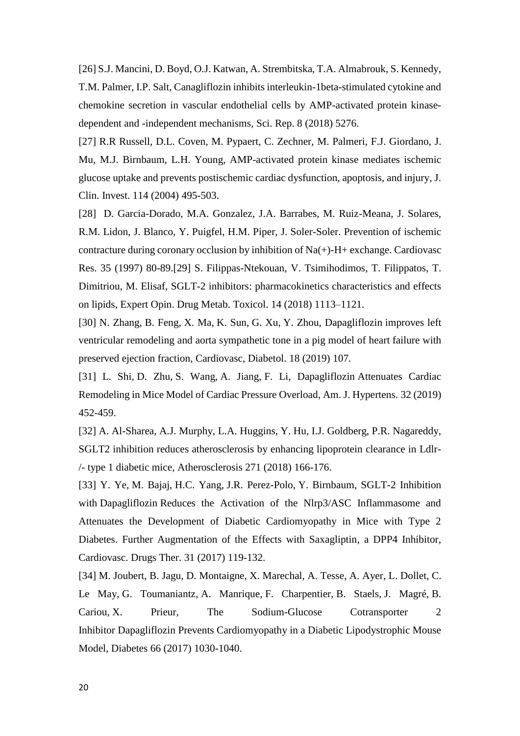[26] S.J. Mancini, D. Boyd, O.J. Katwan, A. Strembitska, T.A. Almabrouk, S. Kennedy, T.M. Palmer, I.P. Salt, Canagliflozin inhibits interleukin-1beta-stimulated cytokine and chemokine secretion in vascular endothelial cells by AMP-activated protein kinase-dependent and -independent mechanisms, Sci. Rep. 8 (2018) 5276.

[27] R.R Russell, D.L. Coven, M. Pypaert, C. Zechner, M. Palmeri, F.J. Giordano, J. Mu, M.J. Birnbaum, L.H. Young, AMP-activated protein kinase mediates ischemic glucose uptake and prevents postischemic cardiac dysfunction, apoptosis, and injury, J. Clin. Invest. 114 (2004) 495-503.

[28] D. Garcia-Dorado, M.A. Gonzalez, J.A. Barrabes, M. Ruiz-Meana, J. Solares, R.M. Lidon, J. Blanco, Y. Puigfel, H.M. Piper, J. Soler-Soler. Prevention of ischemic contracture during coronary occlusion by inhibition of Na(+)-H+ exchange. Cardiovasc Res. 35 (1997) 80-89.[29] S. Filippas-Ntekouan, V. Tsimihodimos, T. Filippatos, T. Dimitriou, M. Elisaf, SGLT-2 inhibitors: pharmacokinetics characteristics and effects on lipids, Expert Opin. Drug Metab. Toxicol. 14 (2018) 1113–1121.

[30] N. Zhang, B. Feng, X. Ma, K. Sun, G. Xu, Y. Zhou, Dapagliflozin improves left ventricular remodeling and aorta sympathetic tone in a pig model of heart failure with preserved ejection fraction, Cardiovasc, Diabetol. 18 (2019) 107.

[31] L. Shi, D. Zhu, S. Wang, A. Jiang, F. Li, Dapagliflozin Attenuates Cardiac Remodeling in Mice Model of Cardiac Pressure Overload, Am. J. Hypertens. 32 (2019) 452-459.

[32] A. Al-Sharea, A.J. Murphy, L.A. Huggins, Y. Hu, I.J. Goldberg, P.R. Nagareddy, SGLT2 inhibition reduces atherosclerosis by enhancing lipoprotein clearance in Ldlr-/- type 1 diabetic mice, Atherosclerosis 271 (2018) 166-176.

[33] Y. Ye, M. Bajaj, H.C. Yang, J.R. Perez-Polo, Y. Birnbaum, SGLT-2 Inhibition with Dapagliflozin Reduces the Activation of the Nlrp3/ASC Inflammasome and Attenuates the Development of Diabetic Cardiomyopathy in Mice with Type 2 Diabetes. Further Augmentation of the Effects with Saxagliptin, a DPP4 Inhibitor, Cardiovasc. Drugs Ther. 31 (2017) 119-132.

[34] M. Joubert, B. Jagu, D. Montaigne, X. Marechal, A. Tesse, A. Ayer, L. Dollet, C. Le May, G. Toumaniantz, A. Manrique, F. Charpentier, B. Staels, J. Magré, B. Cariou, X. Prieur, The Sodium-Glucose Cotransporter 2 Inhibitor Dapagliflozin Prevents Cardiomyopathy in a Diabetic Lipodystrophic Mouse Model, Diabetes 66 (2017) 1030-1040.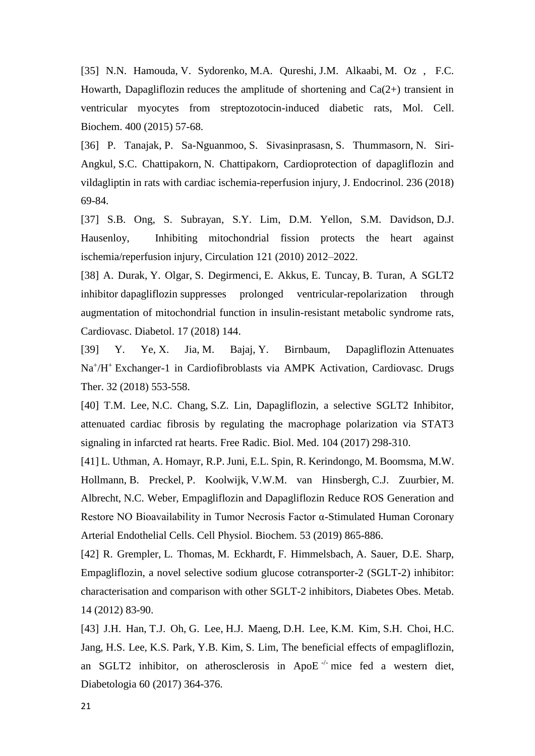[35] N.N. Hamouda, V. Sydorenko, M.A. Qureshi, J.M. Alkaabi, M. Oz , F.C. Howarth, Dapagliflozin reduces the amplitude of shortening and Ca(2+) transient in ventricular myocytes from streptozotocin-induced diabetic rats, Mol. Cell. Biochem. 400 (2015) 57-68.

[36] P. Tanajak, P. Sa-Nguanmoo, S. Sivasinprasasn, S. Thummasorn, N. Siri-Angkul, S.C. Chattipakorn, N. Chattipakorn, Cardioprotection of dapagliflozin and vildagliptin in rats with cardiac ischemia-reperfusion injury, J. Endocrinol. 236 (2018) 69-84.

[37] S.B. Ong, S. Subrayan, S.Y. Lim, D.M. Yellon, S.M. Davidson, D.J. Hausenloy, Inhibiting mitochondrial fission protects the heart against ischemia/reperfusion injury, Circulation 121 (2010) 2012–2022.

[38] A. Durak, Y. Olgar, S. Degirmenci, E. Akkus, E. Tuncay, B. Turan, A SGLT2 inhibitor dapagliflozin suppresses prolonged ventricular-repolarization through augmentation of mitochondrial function in insulin-resistant metabolic syndrome rats, Cardiovasc. Diabetol. 17 (2018) 144.

[39] Y. Ye, X. Jia, M. Bajaj, Y. Birnbaum, Dapagliflozin Attenuates $Na^+/H^+$ Exchanger-1 in Cardiofibroblasts via AMPK Activation, Cardiovasc. Drugs Ther. 32 (2018) 553-558.

[40] T.M. Lee, N.C. Chang, S.Z. Lin, Dapagliflozin, a selective SGLT2 Inhibitor, attenuated cardiac fibrosis by regulating the macrophage polarization via STAT3 signaling in infarcted rat hearts. Free Radic. Biol. Med. 104 (2017) 298-310.

[41] L. Uthman, A. Homayr, R.P. Juni, E.L. Spin, R. Kerindongo, M. Boomsma, M.W. Hollmann, B. Preckel, P. Koolwijk, V.W.M. van Hinsbergh, C.J. Zuurbier, M. Albrecht, N.C. Weber, Empagliflozin and Dapagliflozin Reduce ROS Generation and Restore NO Bioavailability in Tumor Necrosis Factor α-Stimulated Human Coronary Arterial Endothelial Cells. Cell Physiol. Biochem. 53 (2019) 865-886.

[42] R. Grempler, L. Thomas, M. Eckhardt, F. Himmelsbach, A. Sauer, D.E. Sharp, Empagliflozin, a novel selective sodium glucose cotransporter-2 (SGLT-2) inhibitor: characterisation and comparison with other SGLT-2 inhibitors, Diabetes Obes. Metab. 14 (2012) 83-90.

[43] J.H. Han, T.J. Oh, G. Lee, H.J. Maeng, D.H. Lee, K.M. Kim, S.H. Choi, H.C. Jang, H.S. Lee, K.S. Park, Y.B. Kim, S. Lim, The beneficial effects of empagliflozin, an SGLT2 inhibitor, on atherosclerosis in ApoE $^{-/-}$ mice fed a western diet, Diabetologia 60 (2017) 364-376.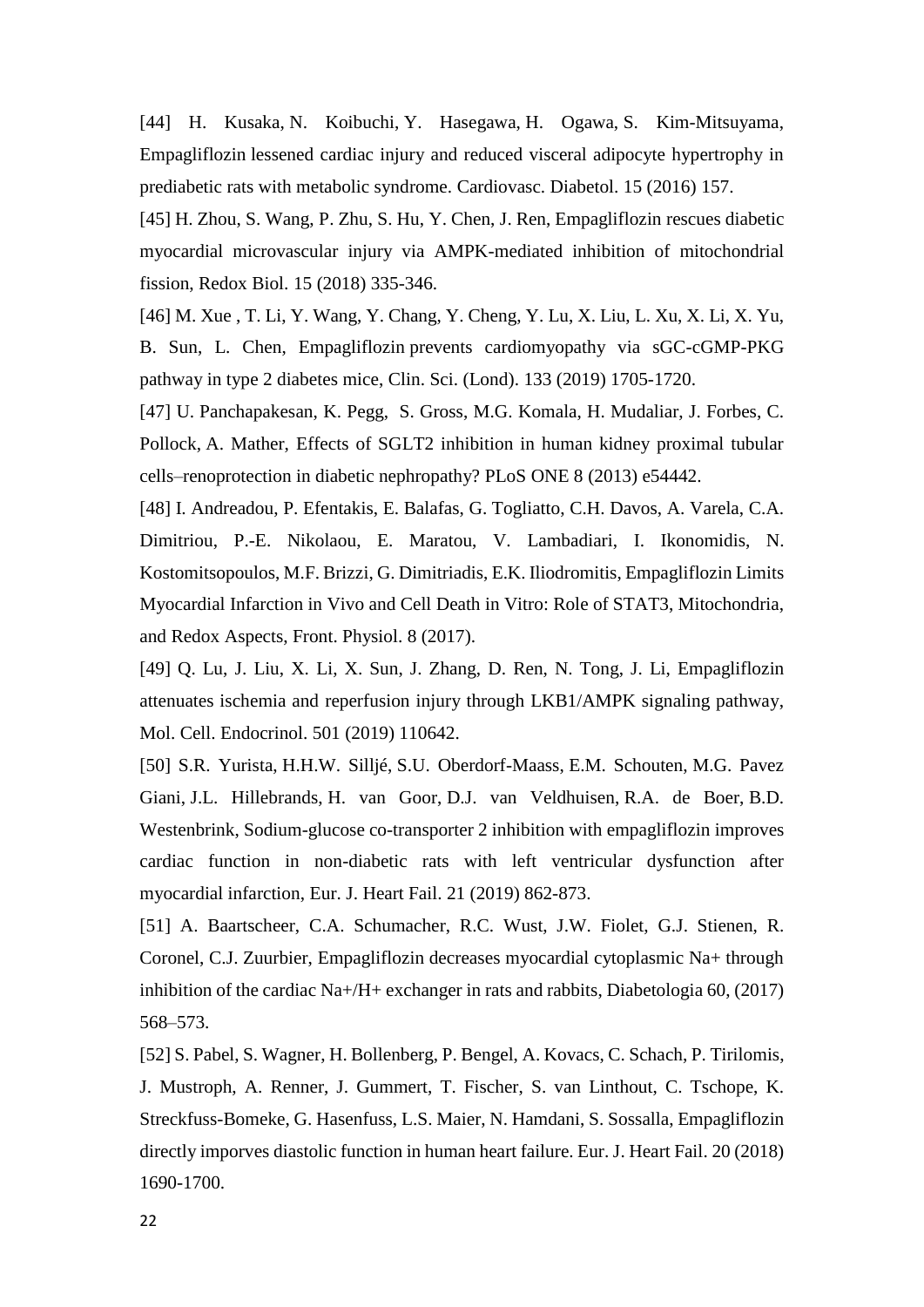[44] H. Kusaka, N. Koibuchi, Y. Hasegawa, H. Ogawa, S. Kim-Mitsuyama, Empagliflozin lessened cardiac injury and reduced visceral adipocyte hypertrophy in prediabetic rats with metabolic syndrome. Cardiovasc. Diabetol. 15 (2016) 157.

[45] H. Zhou, S. Wang, P. Zhu, S. Hu, Y. Chen, J. Ren, Empagliflozin rescues diabetic myocardial microvascular injury via AMPK-mediated inhibition of mitochondrial fission, Redox Biol. 15 (2018) 335-346.

[46] M. Xue , T. Li, Y. Wang, Y. Chang, Y. Cheng, Y. Lu, X. Liu, L. Xu, X. Li, X. Yu, B. Sun, L. Chen, Empagliflozin prevents cardiomyopathy via sGC-cGMP-PKG pathway in type 2 diabetes mice, Clin. Sci. (Lond). 133 (2019) 1705-1720.

[47] U. Panchapakesan, K. Pegg, S. Gross, M.G. Komala, H. Mudaliar, J. Forbes, C. Pollock, A. Mather, Effects of SGLT2 inhibition in human kidney proximal tubular cells–renoprotection in diabetic nephropathy? PLoS ONE 8 (2013) e54442.

[48] I. Andreadou, P. Efentakis, E. Balafas, G. Togliatto, C.H. Davos, A. Varela, C.A. Dimitriou, P.-E. Nikolaou, E. Maratou, V. Lambadiari, I. Ikonomidis, N. Kostomitsopoulos, M.F. Brizzi, G. Dimitriadis, E.K. Iliodromitis, Empagliflozin Limits Myocardial Infarction in Vivo and Cell Death in Vitro: Role of STAT3, Mitochondria, and Redox Aspects, Front. Physiol. 8 (2017).

[49] Q. Lu, J. Liu, X. Li, X. Sun, J. Zhang, D. Ren, N. Tong, J. Li, Empagliflozin attenuates ischemia and reperfusion injury through LKB1/AMPK signaling pathway, Mol. Cell. Endocrinol. 501 (2019) 110642.

[50] S.R. Yurista, H.H.W. Silljé, S.U. Oberdorf-Maass, E.M. Schouten, M.G. Pavez Giani, J.L. Hillebrands, H. van Goor, D.J. van Veldhuisen, R.A. de Boer, B.D. Westenbrink, Sodium-glucose co-transporter 2 inhibition with empagliflozin improves cardiac function in non-diabetic rats with left ventricular dysfunction after myocardial infarction, Eur. J. Heart Fail. 21 (2019) 862-873.

[51] A. Baartscheer, C.A. Schumacher, R.C. Wust, J.W. Fiolet, G.J. Stienen, R. Coronel, C.J. Zuurbier, Empagliflozin decreases myocardial cytoplasmic Na+ through inhibition of the cardiac Na+/H+ exchanger in rats and rabbits, Diabetologia 60, (2017) 568–573.

[52] S. Pabel, S. Wagner, H. Bollenberg, P. Bengel, A. Kovacs, C. Schach, P. Tirilomis, J. Mustroph, A. Renner, J. Gummert, T. Fischer, S. van Linthout, C. Tschope, K. Streckfuss-Bomeke, G. Hasenfuss, L.S. Maier, N. Hamdani, S. Sossalla, Empagliflozin directly imporves diastolic function in human heart failure. Eur. J. Heart Fail. 20 (2018) 1690-1700.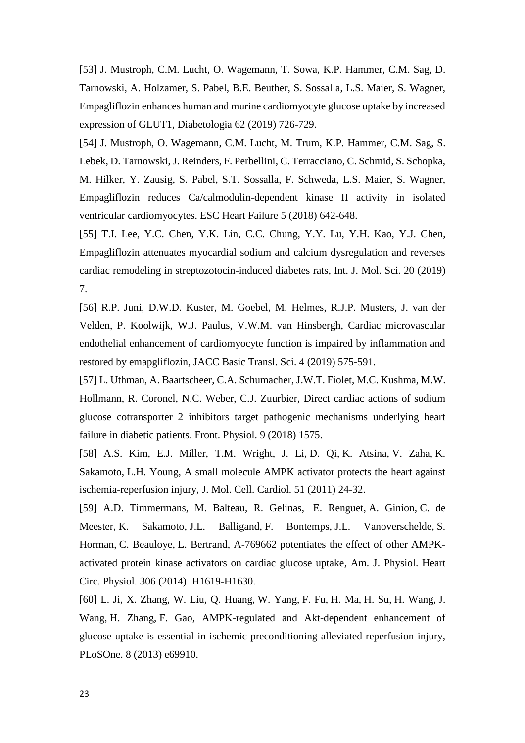[53] J. Mustroph, C.M. Lucht, O. Wagemann, T. Sowa, K.P. Hammer, C.M. Sag, D. Tarnowski, A. Holzamer, S. Pabel, B.E. Beuther, S. Sossalla, L.S. Maier, S. Wagner, Empagliflozin enhances human and murine cardiomyocyte glucose uptake by increased expression of GLUT1, Diabetologia 62 (2019) 726-729.

[54] J. Mustroph, O. Wagemann, C.M. Lucht, M. Trum, K.P. Hammer, C.M. Sag, S. Lebek, D. Tarnowski, J. Reinders, F. Perbellini, C. Terracciano, C. Schmid, S. Schopka, M. Hilker, Y. Zausig, S. Pabel, S.T. Sossalla, F. Schweda, L.S. Maier, S. Wagner, Empagliflozin reduces Ca/calmodulin-dependent kinase II activity in isolated ventricular cardiomyocytes. ESC Heart Failure 5 (2018) 642-648.

[55] T.I. Lee, Y.C. Chen, Y.K. Lin, C.C. Chung, Y.Y. Lu, Y.H. Kao, Y.J. Chen, Empagliflozin attenuates myocardial sodium and calcium dysregulation and reverses cardiac remodeling in streptozotocin-induced diabetes rats, Int. J. Mol. Sci. 20 (2019) 7.

[56] R.P. Juni, D.W.D. Kuster, M. Goebel, M. Helmes, R.J.P. Musters, J. van der Velden, P. Koolwijk, W.J. Paulus, V.W.M. van Hinsbergh, Cardiac microvascular endothelial enhancement of cardiomyocyte function is impaired by inflammation and restored by emapgliflozin, JACC Basic Transl. Sci. 4 (2019) 575-591.

[57] L. Uthman, A. Baartscheer, C.A. Schumacher, J.W.T. Fiolet, M.C. Kushma, M.W. Hollmann, R. Coronel, N.C. Weber, C.J. Zuurbier, Direct cardiac actions of sodium glucose cotransporter 2 inhibitors target pathogenic mechanisms underlying heart failure in diabetic patients. Front. Physiol. 9 (2018) 1575.

[58] A.S. Kim, E.J. Miller, T.M. Wright, J. Li, D. Qi, K. Atsina, V. Zaha, K. Sakamoto, L.H. Young, A small molecule AMPK activator protects the heart against ischemia-reperfusion injury, J. Mol. Cell. Cardiol. 51 (2011) 24-32.

[59] A.D. Timmermans, M. Balteau, R. Gelinas, E. Renguet, A. Ginion, C. de Meester, K. Sakamoto, J.L. Balligand, F. Bontemps, J.L. Vanoverschelde, S. Horman, C. Beauloye, L. Bertrand, A-769662 potentiates the effect of other AMPK-activated protein kinase activators on cardiac glucose uptake, Am. J. Physiol. Heart Circ. Physiol. 306 (2014) H1619-H1630.

[60] L. Ji, X. Zhang, W. Liu, Q. Huang, W. Yang, F. Fu, H. Ma, H. Su, H. Wang, J. Wang, H. Zhang, F. Gao, AMPK-regulated and Akt-dependent enhancement of glucose uptake is essential in ischemic preconditioning-alleviated reperfusion injury, PLoSOne. 8 (2013) e69910.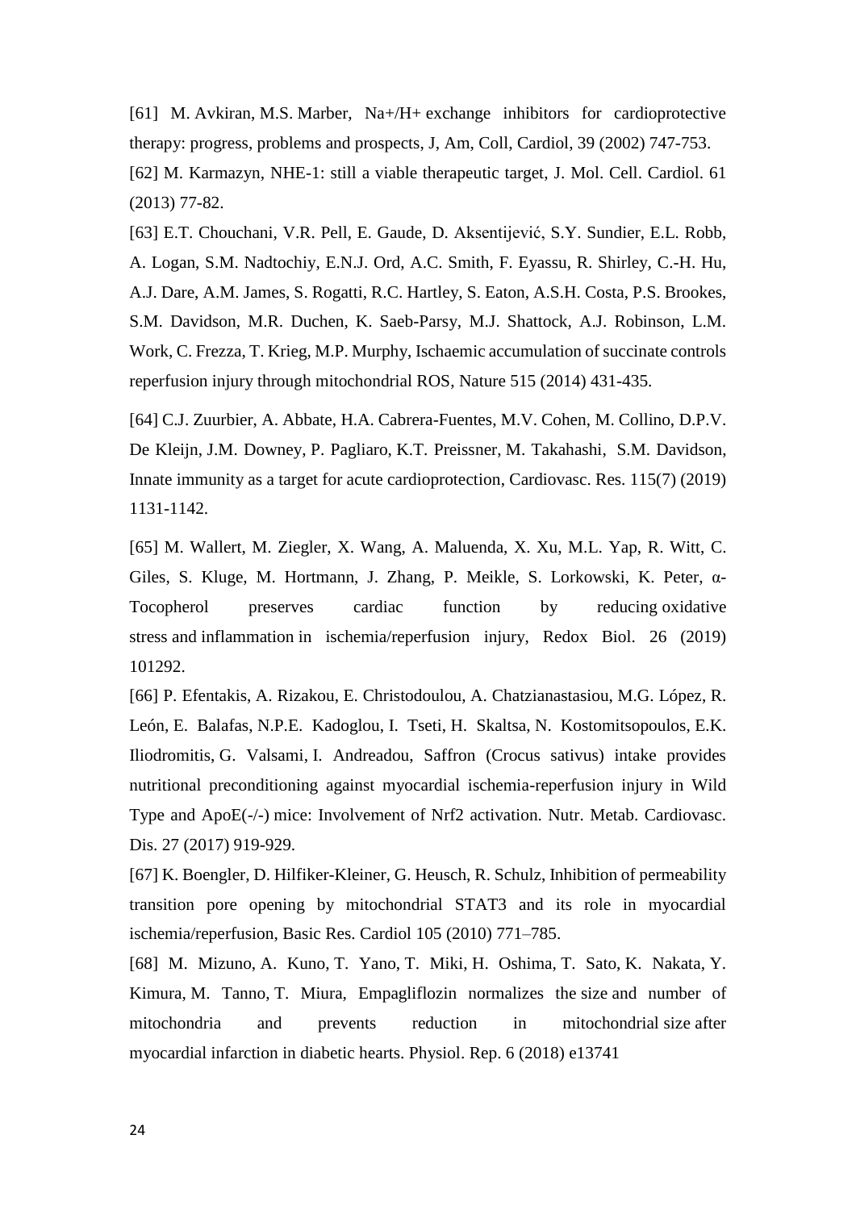[61] M. Avkiran, M.S. Marber, Na+/H+ exchange inhibitors for cardioprotective therapy: progress, problems and prospects, J, Am, Coll, Cardiol, 39 (2002) 747-753.

[62] M. Karmazyn, NHE-1: still a viable therapeutic target, J. Mol. Cell. Cardiol. 61 (2013) 77-82.

[63] E.T. Chouchani, V.R. Pell, E. Gaude, D. Aksentijević, S.Y. Sundier, E.L. Robb, A. Logan, S.M. Nadtochiy, E.N.J. Ord, A.C. Smith, F. Eyassu, R. Shirley, C.-H. Hu, A.J. Dare, A.M. James, S. Rogatti, R.C. Hartley, S. Eaton, A.S.H. Costa, P.S. Brookes, S.M. Davidson, M.R. Duchen, K. Saeb-Parsy, M.J. Shattock, A.J. Robinson, L.M. Work, C. Frezza, T. Krieg, M.P. Murphy, Ischaemic accumulation of succinate controls reperfusion injury through mitochondrial ROS, Nature 515 (2014) 431-435.

[64] C.J. Zuurbier, A. Abbate, H.A. Cabrera-Fuentes, M.V. Cohen, M. Collino, D.P.V. De Kleijn, J.M. Downey, P. Pagliaro, K.T. Preissner, M. Takahashi, S.M. Davidson, Innate immunity as a target for acute cardioprotection, Cardiovasc. Res. 115(7) (2019) 1131-1142.

[65] M. Wallert, M. Ziegler, X. Wang, A. Maluenda, X. Xu, M.L. Yap, R. Witt, C. Giles, S. Kluge, M. Hortmann, J. Zhang, P. Meikle, S. Lorkowski, K. Peter, α-Tocopherol preserves cardiac function by reducing oxidative stress and inflammation in ischemia/reperfusion injury, Redox Biol. 26 (2019) 101292.

[66] P. Efentakis, A. Rizakou, E. Christodoulou, A. Chatzianastasiou, M.G. López, R. León, E. Balafas, N.P.E. Kadoglou, I. Tseti, H. Skaltsa, N. Kostomitsopoulos, E.K. Iliodromitis, G. Valsami, I. Andreadou, Saffron (Crocus sativus) intake provides nutritional preconditioning against myocardial ischemia-reperfusion injury in Wild Type and ApoE(-/-) mice: Involvement of Nrf2 activation. Nutr. Metab. Cardiovasc. Dis. 27 (2017) 919-929.

[67] K. Boengler, D. Hilfiker-Kleiner, G. Heusch, R. Schulz, Inhibition of permeability transition pore opening by mitochondrial STAT3 and its role in myocardial ischemia/reperfusion, Basic Res. Cardiol 105 (2010) 771–785.

[68] M. Mizuno, A. Kuno, T. Yano, T. Miki, H. Oshima, T. Sato, K. Nakata, Y. Kimura, M. Tanno, T. Miura, Empagliflozin normalizes the size and number of mitochondria and prevents reduction in mitochondrial size after myocardial infarction in diabetic hearts. Physiol. Rep. 6 (2018) e13741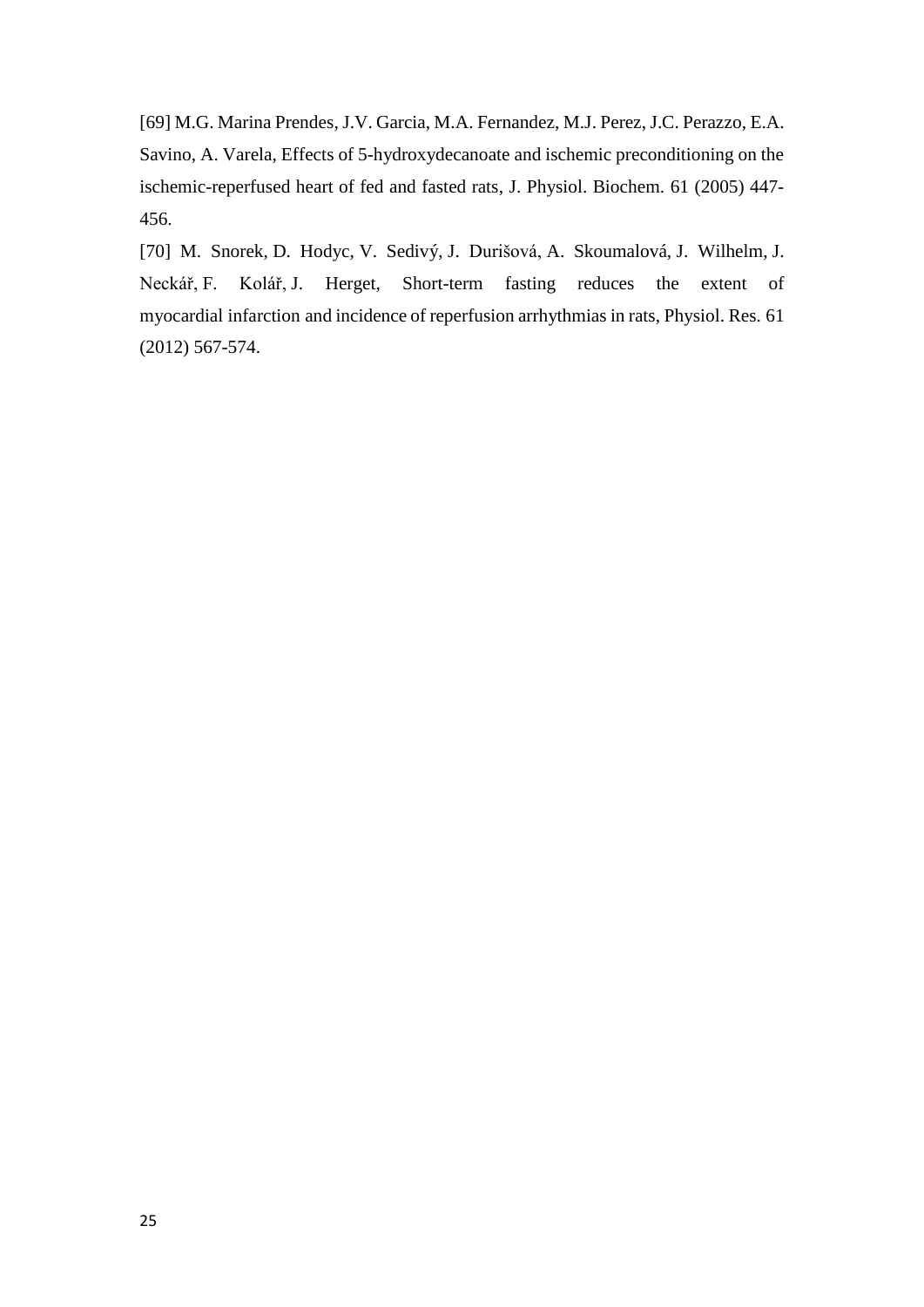[69] M.G. Marina Prendes, J.V. Garcia, M.A. Fernandez, M.J. Perez, J.C. Perazzo, E.A. Savino, A. Varela, Effects of 5-hydroxydecanoate and ischemic preconditioning on the ischemic-reperfused heart of fed and fasted rats, J. Physiol. Biochem. 61 (2005) 447-456.

[70] M. Snorek, D. Hodyc, V. Sedivý, J. Durišová, A. Skoumalová, J. Wilhelm, J. Neckář, F. Kolář, J. Herget, Short-term fasting reduces the extent of myocardial infarction and incidence of reperfusion arrhythmias in rats, Physiol. Res. 61 (2012) 567-574.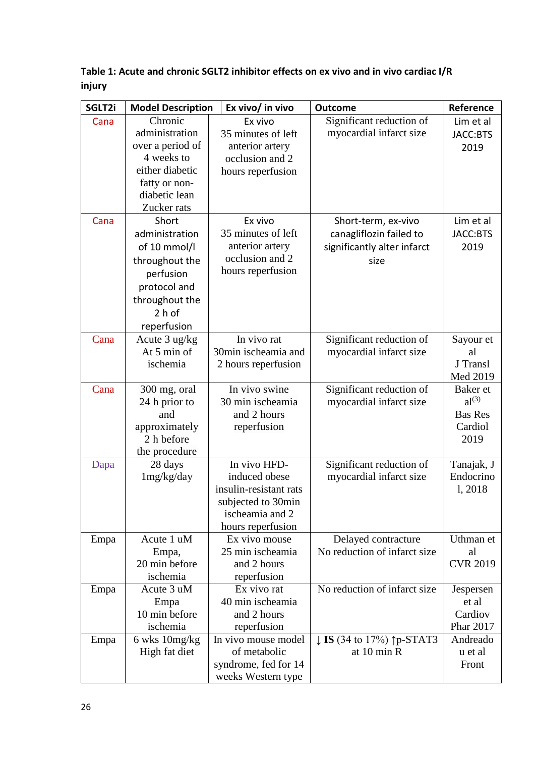**Table 1: Acute and chronic SGLT2 inhibitor effects on ex vivo and in vivo cardiac I/R injury**

| SGLT2i | Model Description | Ex vivo/ in vivo | Outcome | Reference |
|---|---|---|---|---|
| Cana | Chronic administration over a period of 4 weeks to either diabetic fatty or non-diabetic lean Zucker rats | Ex vivo 35 minutes of left anterior artery occlusion and 2 hours reperfusion | Significant reduction of myocardial infarct size | Lim et al JACC:BTS 2019 |
| Cana | Short administration of 10 mmol/l throughout the perfusion protocol and throughout the 2 h of reperfusion | Ex vivo 35 minutes of left anterior artery occlusion and 2 hours reperfusion | Short-term, ex-vivo canagliflozin failed to significantly alter infarct size | Lim et al JACC:BTS 2019 |
| Cana | Acute 3 ug/kg At 5 min of ischemia | In vivo rat 30min ischeamia and 2 hours reperfusion | Significant reduction of myocardial infarct size | Sayour et al J Transl Med 2019 |
| Cana | 300 mg, oral 24 h prior to and approximately 2 h before the procedure | In vivo swine 30 min ischeamia and 2 hours reperfusion | Significant reduction of myocardial infarct size | Baker et al[3] Bas Res Cardiol 2019 |
| Dapa | 28 days 1mg/kg/day | In vivo HFD-induced obese insulin-resistant rats subjected to 30min ischeamia and 2 hours reperfusion | Significant reduction of myocardial infarct size | Tanajak, J Endocrinol, 2018 |
| Empa | Acute 1 uM Empa, 20 min before ischemia | Ex vivo mouse 25 min ischeamia and 2 hours reperfusion | Delayed contracture No reduction of infarct size | Uthman et al CVR 2019 |
| Empa | Acute 3 uM Empa 10 min before ischemia | Ex vivo rat 40 min ischeamia and 2 hours reperfusion | No reduction of infarct size | Jespersen et al Cardiov Phar 2017 |
| Empa | 6 wks 10mg/kg High fat diet | In vivo mouse model of metabolic syndrome, fed for 14 weeks Western type | ↓ **IS** (34 to 17%) ↑p-STAT3 at 10 min R | Andreadou et al Front |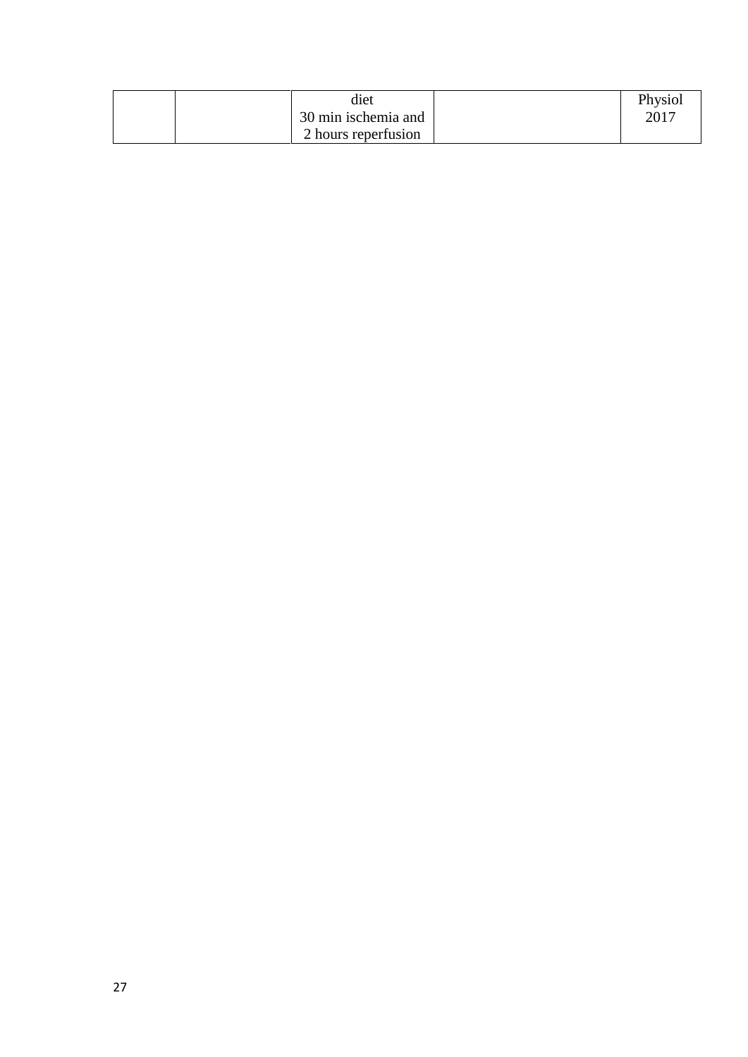| | | | | |
|---|---|---|---|---|
| | | diet<br>30 min ischemia and<br>2 hours reperfusion | | Physiol<br>2017 |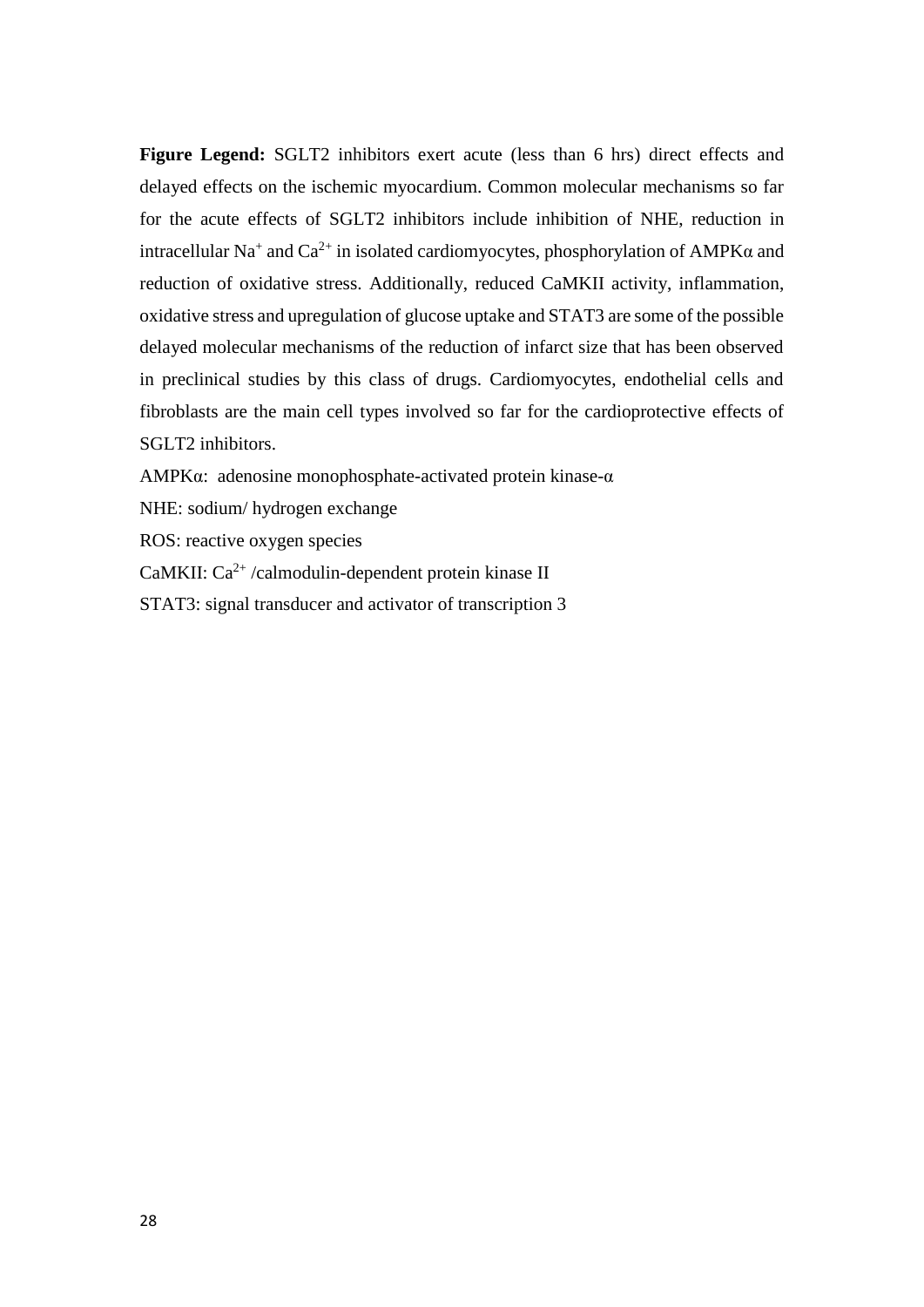**Figure Legend:** SGLT2 inhibitors exert acute (less than 6 hrs) direct effects and delayed effects on the ischemic myocardium. Common molecular mechanisms so far for the acute effects of SGLT2 inhibitors include inhibition of NHE, reduction in intracellular $Na^+$ and $Ca^{2+}$ in isolated cardiomyocytes, phosphorylation of AMPKα and reduction of oxidative stress. Additionally, reduced CaMKII activity, inflammation, oxidative stress and upregulation of glucose uptake and STAT3 are some of the possible delayed molecular mechanisms of the reduction of infarct size that has been observed in preclinical studies by this class of drugs. Cardiomyocytes, endothelial cells and fibroblasts are the main cell types involved so far for the cardioprotective effects of SGLT2 inhibitors.

AMPKα: adenosine monophosphate-activated protein kinase-α

NHE: sodium/ hydrogen exchange

ROS: reactive oxygen species

CaMKII: $Ca^{2+}$ /calmodulin-dependent protein kinase II

STAT3: signal transducer and activator of transcription 3